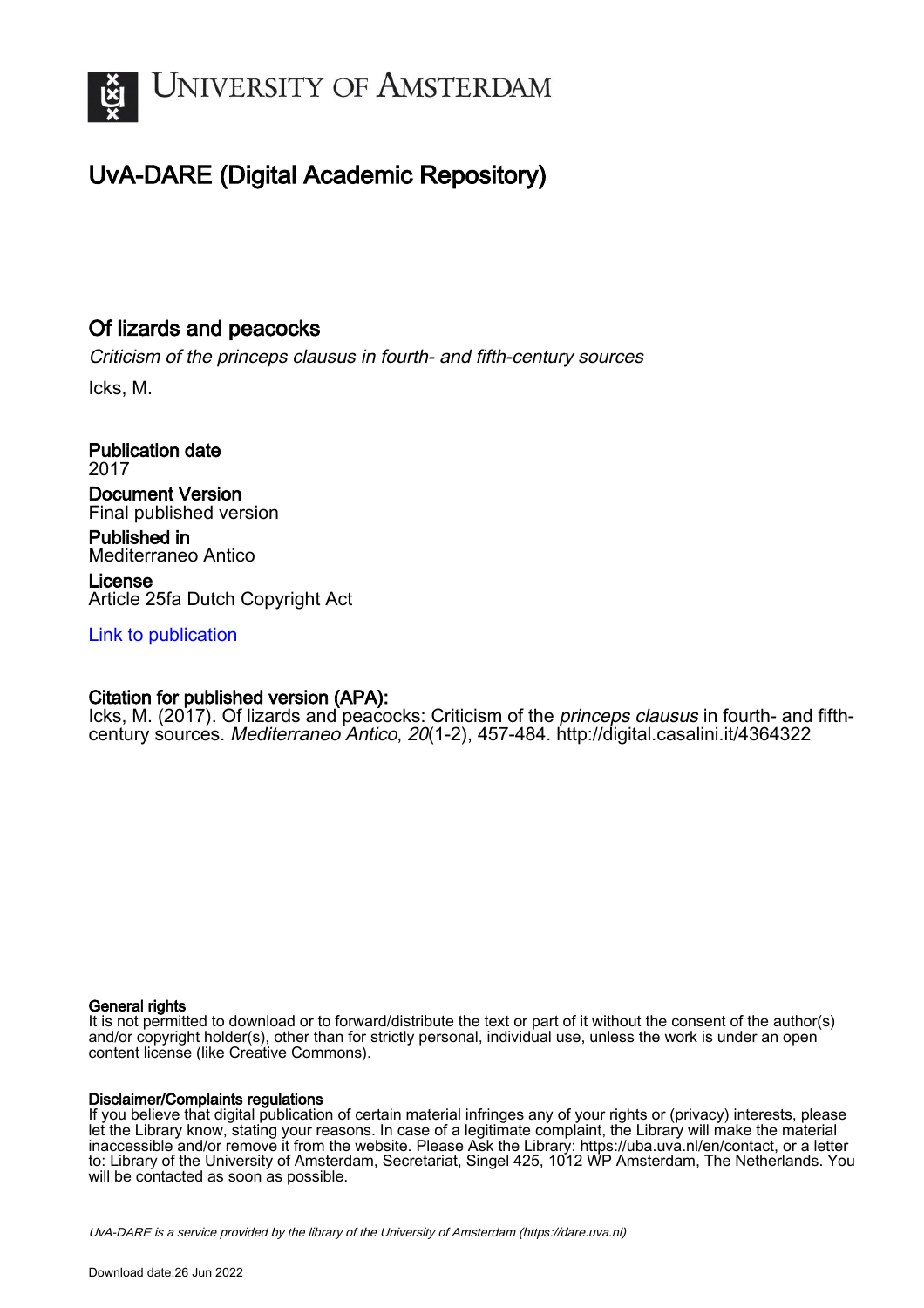# UNIVERSITY OF AMSTERDAM

## UvA-DARE (Digital Academic Repository)

### Of lizards and peacocks

*Criticism of the princeps clausus in fourth- and fifth-century sources*

Icks, M.

**Publication date**
2017

**Document Version**
Final published version

**Published in**
Mediterraneo Antico

**License**
Article 25fa Dutch Copyright Act

Link to publication

**Citation for published version (APA):**
Icks, M. (2017). Of lizards and peacocks: Criticism of the *princeps clausus* in fourth- and fifth-century sources. *Mediterraneo Antico*, *20*(1-2), 457-484. http://digital.casalini.it/4364322

**General rights**
It is not permitted to download or to forward/distribute the text or part of it without the consent of the author(s) and/or copyright holder(s), other than for strictly personal, individual use, unless the work is under an open content license (like Creative Commons).

**Disclaimer/Complaints regulations**
If you believe that digital publication of certain material infringes any of your rights or (privacy) interests, please let the Library know, stating your reasons. In case of a legitimate complaint, the Library will make the material inaccessible and/or remove it from the website. Please Ask the Library: https://uba.uva.nl/en/contact, or a letter to: Library of the University of Amsterdam, Secretariat, Singel 425, 1012 WP Amsterdam, The Netherlands. You will be contacted as soon as possible.

*UvA-DARE is a service provided by the library of the University of Amsterdam (https://dare.uva.nl)*

Download date:26 Jun 2022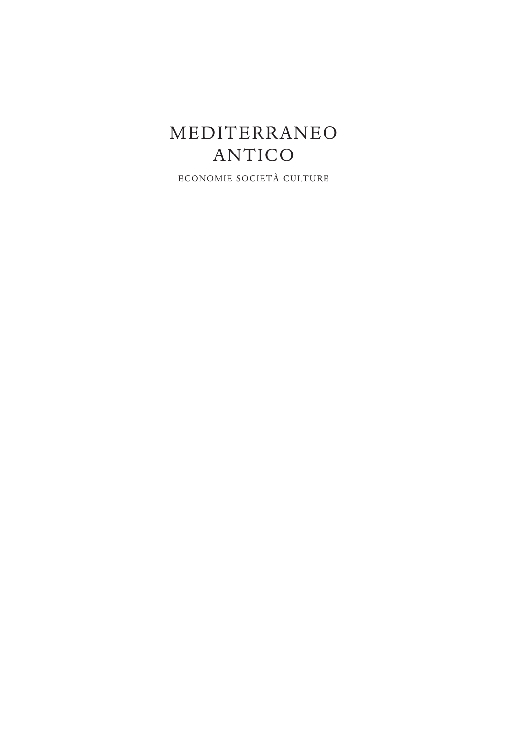# MEDITERRANEO ANTICO

ECONOMIE SOCIETÀ CULTURE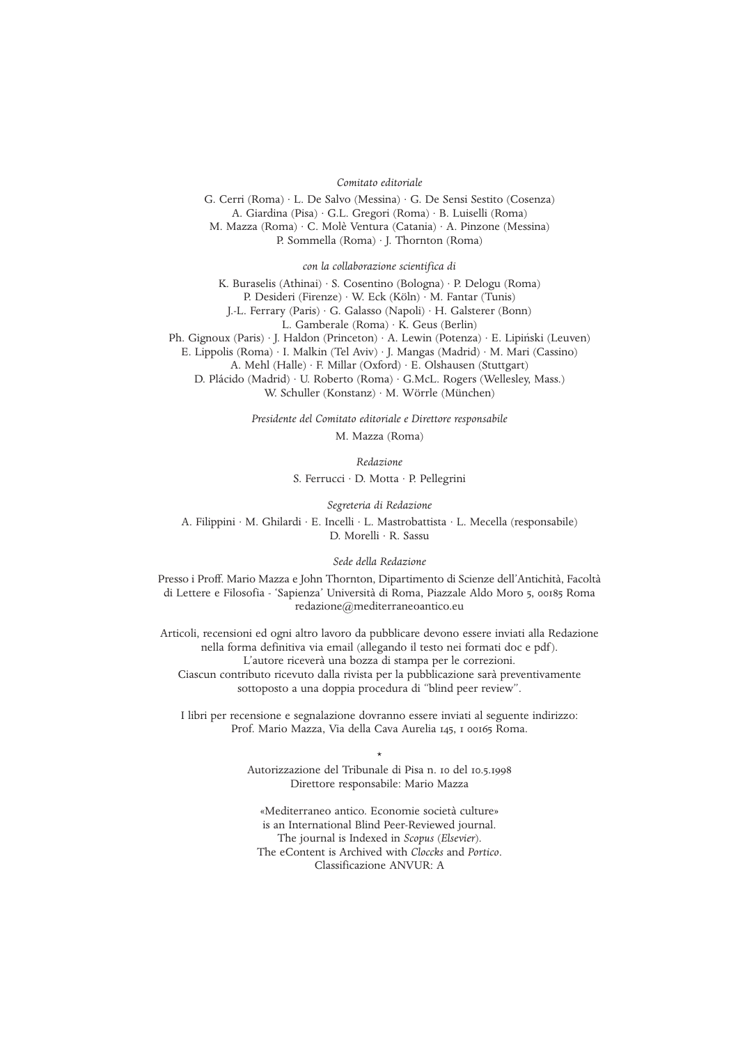*Comitato editoriale*

G. Cerri (Roma) · L. De Salvo (Messina) · G. De Sensi Sestito (Cosenza)
A. Giardina (Pisa) · G.L. Gregori (Roma) · B. Luiselli (Roma)
M. Mazza (Roma) · C. Molè Ventura (Catania) · A. Pinzone (Messina)
P. Sommella (Roma) · J. Thornton (Roma)

*con la collaborazione scientifica di*

K. Buraselis (Athinai) · S. Cosentino (Bologna) · P. Delogu (Roma)
P. Desideri (Firenze) · W. Eck (Köln) · M. Fantar (Tunis)
J.-L. Ferrary (Paris) · G. Galasso (Napoli) · H. Galsterer (Bonn)
L. Gamberale (Roma) · K. Geus (Berlin)
Ph. Gignoux (Paris) · J. Haldon (Princeton) · A. Lewin (Potenza) · E. Lipiński (Leuven)
E. Lippolis (Roma) · I. Malkin (Tel Aviv) · J. Mangas (Madrid) · M. Mari (Cassino)
A. Mehl (Halle) · F. Millar (Oxford) · E. Olshausen (Stuttgart)
D. Plácido (Madrid) · U. Roberto (Roma) · G.McL. Rogers (Wellesley, Mass.)
W. Schuller (Konstanz) · M. Wörrle (München)

*Presidente del Comitato editoriale e Direttore responsabile*

M. Mazza (Roma)

*Redazione*

S. Ferrucci · D. Motta · P. Pellegrini

*Segreteria di Redazione*

A. Filippini · M. Ghilardi · E. Incelli · L. Mastrobattista · L. Mecella (responsabile)
D. Morelli · R. Sassu

*Sede della Redazione*

Presso i Proff. Mario Mazza e John Thornton, Dipartimento di Scienze dell'Antichità, Facoltà di Lettere e Filosofia - 'Sapienza' Università di Roma, Piazzale Aldo Moro 5, 00185 Roma
redazione@mediterraneoantico.eu

Articoli, recensioni ed ogni altro lavoro da pubblicare devono essere inviati alla Redazione nella forma definitiva via email (allegando il testo nei formati doc e pdf).
L'autore riceverà una bozza di stampa per le correzioni.
Ciascun contributo ricevuto dalla rivista per la pubblicazione sarà preventivamente sottoposto a una doppia procedura di "blind peer review".

I libri per recensione e segnalazione dovranno essere inviati al seguente indirizzo:
Prof. Mario Mazza, Via della Cava Aurelia 145, I 00165 Roma.

\*

Autorizzazione del Tribunale di Pisa n. 10 del 10.5.1998
Direttore responsabile: Mario Mazza

«Mediterraneo antico. Economie società culture»
is an International Blind Peer-Reviewed journal.
The journal is Indexed in *Scopus* (*Elsevier*).
The eContent is Archived with *Cloccks* and *Portico*.
Classificazione ANVUR: A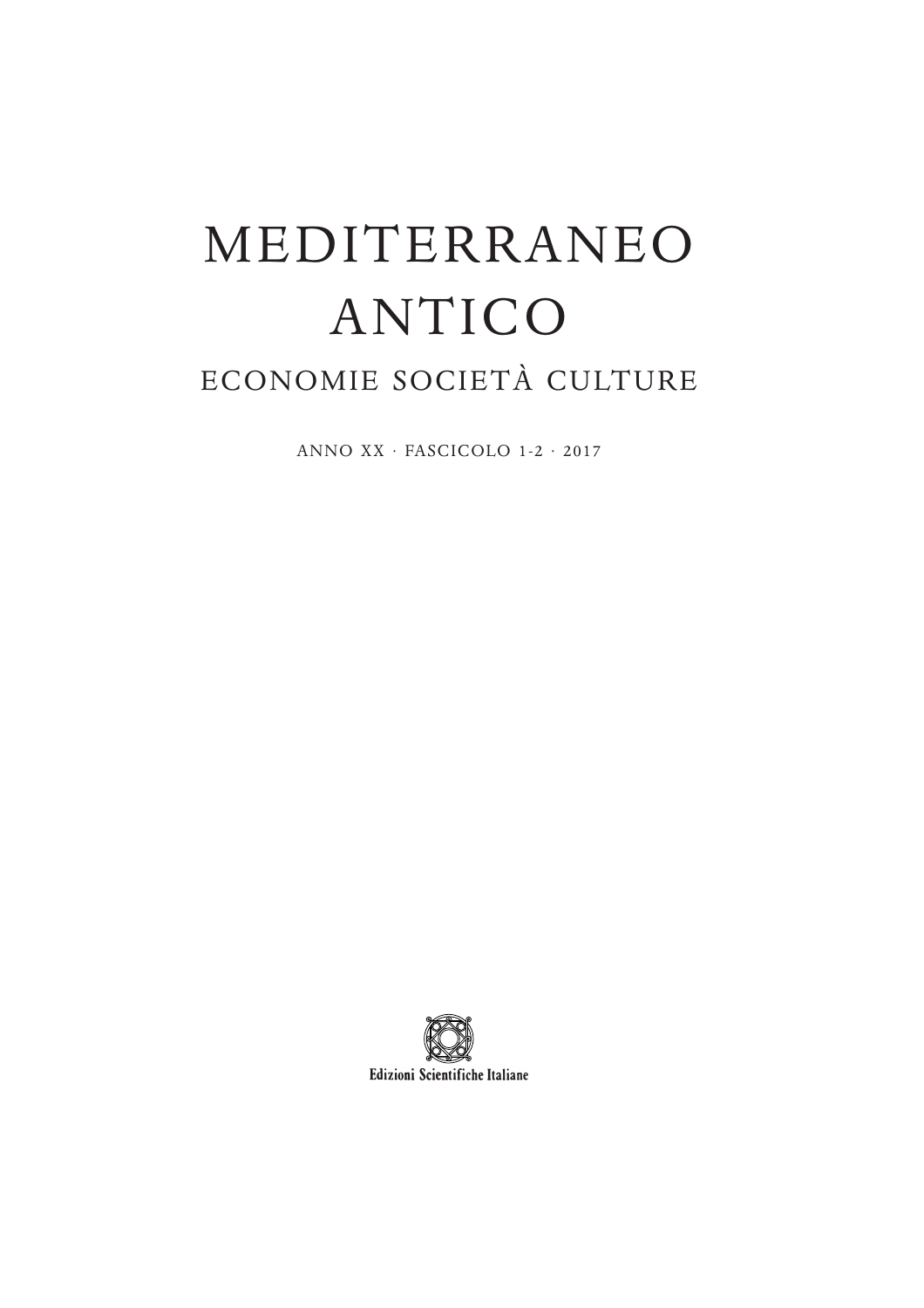# MEDITERRANEO ANTICO

## ECONOMIE SOCIETÀ CULTURE

ANNO XX · FASCICOLO 1-2 · 2017

Edizioni Scientifiche Italiane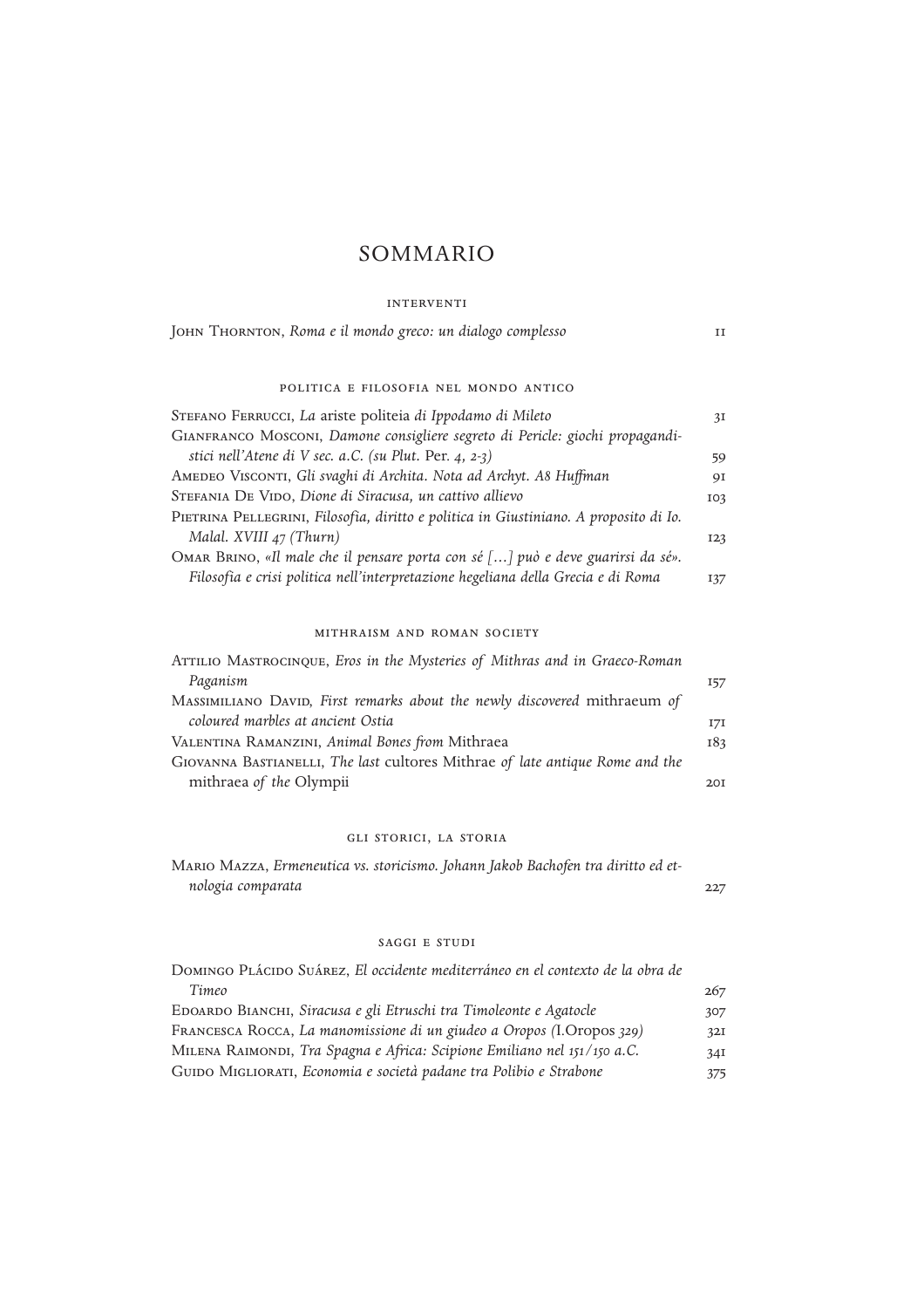# SOMMARIO

## INTERVENTI

John Thornton, *Roma e il mondo greco: un dialogo complesso* 11

## POLITICA E FILOSOFIA NEL MONDO ANTICO

Stefano Ferrucci, *La* ariste politeia *di Ippodamo di Mileto* 31

Gianfranco Mosconi, *Damone consigliere segreto di Pericle: giochi propagandistici nell'Atene di V sec. a.C. (su Plut.* Per. *4, 2-3)* 59

Amedeo Visconti, *Gli svaghi di Archita. Nota ad Archyt. A8 Huffman* 91

Stefania De Vido, *Dione di Siracusa, un cattivo allievo* 103

Pietrina Pellegrini, *Filosofia, diritto e politica in Giustiniano. A proposito di Io. Malal. XVIII 47 (Thurn)* 123

Omar Brino, *«Il male che il pensare porta con sé […] può e deve guarirsi da sé». Filosofia e crisi politica nell'interpretazione hegeliana della Grecia e di Roma* 137

## MITHRAISM AND ROMAN SOCIETY

Attilio Mastrocinque, *Eros in the Mysteries of Mithras and in Graeco-Roman Paganism* 157

Massimiliano David, *First remarks about the newly discovered* mithraeum *of coloured marbles at ancient Ostia* 171

Valentina Ramanzini, *Animal Bones from* Mithraea 183

Giovanna Bastianelli, *The last* cultores Mithrae *of late antique Rome and the* mithraea *of the* Olympii 201

## GLI STORICI, LA STORIA

Mario Mazza, *Ermeneutica vs. storicismo. Johann Jakob Bachofen tra diritto ed etnologia comparata* 227

## SAGGI E STUDI

Domingo Plácido Suárez, *El occidente mediterráneo en el contexto de la obra de Timeo* 267

Edoardo Bianchi, *Siracusa e gli Etruschi tra Timoleonte e Agatocle* 307

Francesca Rocca, *La manomissione di un giudeo a Oropos (*I.Oropos *329)* 321

Milena Raimondi, *Tra Spagna e Africa: Scipione Emiliano nel 151/150 a.C.* 341

Guido Migliorati, *Economia e società padane tra Polibio e Strabone* 375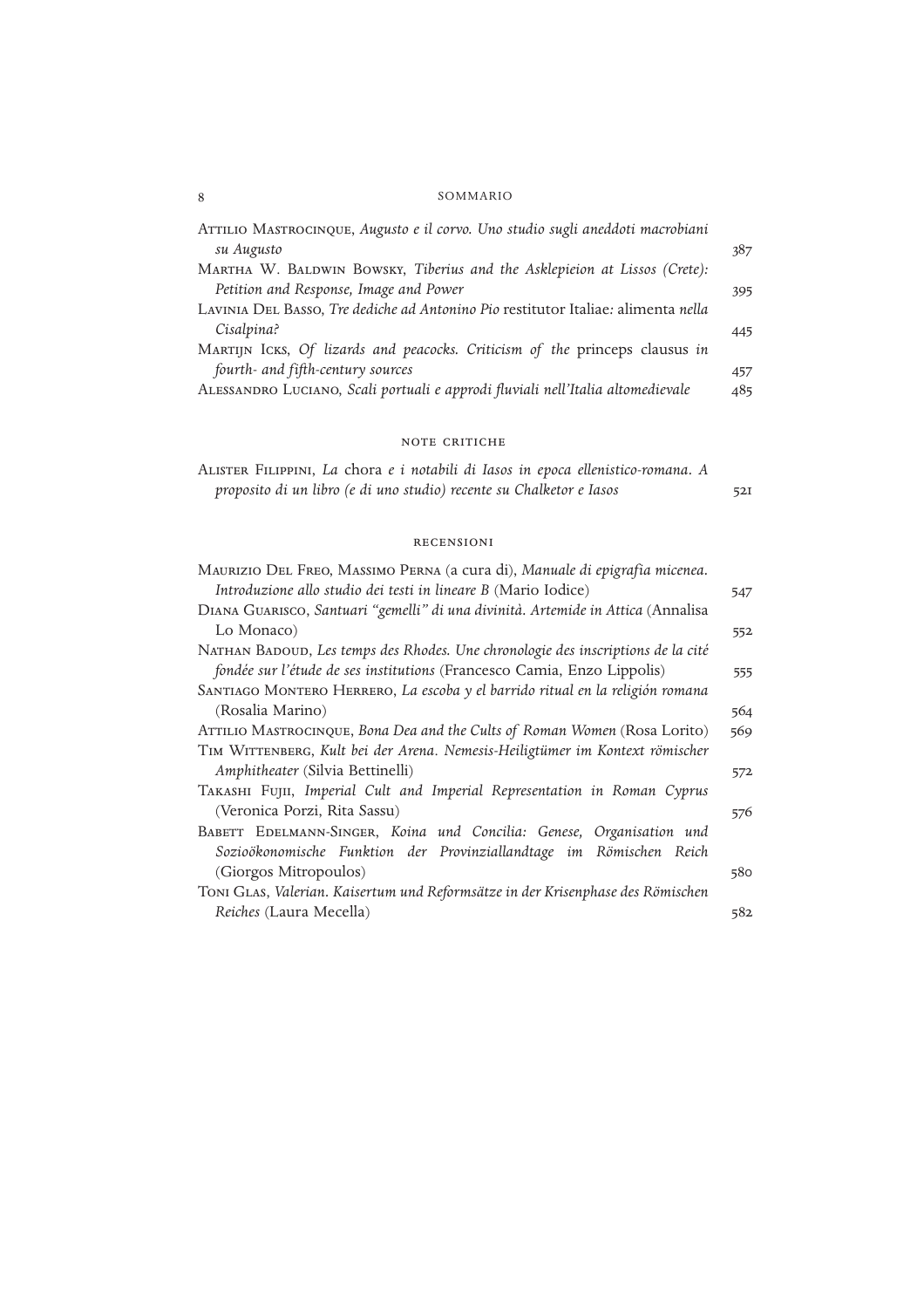Attilio Mastrocinque, *Augusto e il corvo. Uno studio sugli aneddoti macrobiani su Augusto* 387

Martha W. Baldwin Bowsky, *Tiberius and the Asklepieion at Lissos (Crete): Petition and Response, Image and Power* 395

Lavinia Del Basso, *Tre dediche ad Antonino Pio* restitutor Italiae*:* alimenta *nella Cisalpina?* 445

Martijn Icks, *Of lizards and peacocks. Criticism of the* princeps clausus *in fourth- and fifth-century sources* 457

Alessandro Luciano, *Scali portuali e approdi fluviali nell'Italia altomedievale* 485

## note critiche

Alister Filippini, *La* chora *e i notabili di Iasos in epoca ellenistico-romana. A proposito di un libro (e di uno studio) recente su Chalketor e Iasos* 521

## recensioni

Maurizio Del Freo, Massimo Perna (a cura di), *Manuale di epigrafia micenea. Introduzione allo studio dei testi in lineare B* (Mario Iodice) 547

Diana Guarisco, *Santuari "gemelli" di una divinità. Artemide in Attica* (Annalisa Lo Monaco) 552

Nathan Badoud, *Les temps des Rhodes. Une chronologie des inscriptions de la cité fondée sur l'étude de ses institutions* (Francesco Camia, Enzo Lippolis) 555

Santiago Montero Herrero, *La escoba y el barrido ritual en la religión romana* (Rosalia Marino) 564

Attilio Mastrocinque, *Bona Dea and the Cults of Roman Women* (Rosa Lorito) 569

Tim Wittenberg, *Kult bei der Arena. Nemesis-Heiligtümer im Kontext römischer Amphitheater* (Silvia Bettinelli) 572

Takashi Fujii, *Imperial Cult and Imperial Representation in Roman Cyprus* (Veronica Porzi, Rita Sassu) 576

Babett Edelmann-Singer, *Koina und Concilia: Genese, Organisation und Sozioökonomische Funktion der Provinziallandtage im Römischen Reich* (Giorgos Mitropoulos) 580

Toni Glas, *Valerian. Kaisertum und Reformsätze in der Krisenphase des Römischen Reiches* (Laura Mecella) 582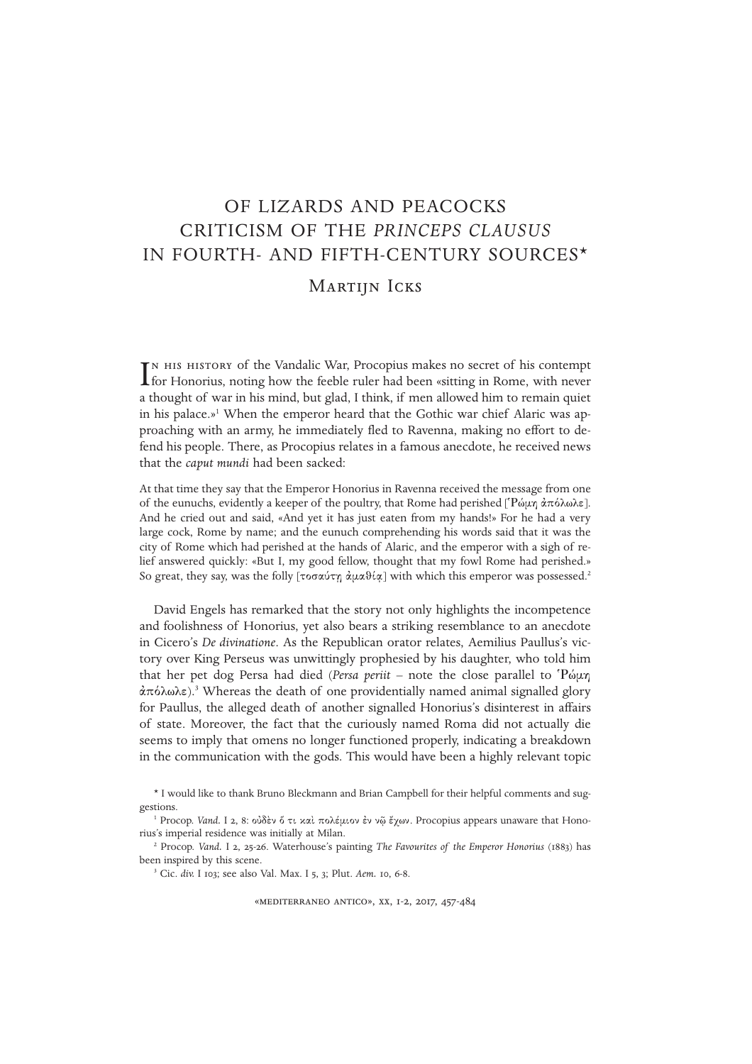# OF LIZARDS AND PEACOCKS CRITICISM OF THE *PRINCEPS CLAUSUS* IN FOURTH- AND FIFTH-CENTURY SOURCES*

## Martijn Icks

In his history of the Vandalic War, Procopius makes no secret of his contempt for Honorius, noting how the feeble ruler had been «sitting in Rome, with never a thought of war in his mind, but glad, I think, if men allowed him to remain quiet in his palace.»[1] When the emperor heard that the Gothic war chief Alaric was approaching with an army, he immediately fled to Ravenna, making no effort to defend his people. There, as Procopius relates in a famous anecdote, he received news that the *caput mundi* had been sacked:

> At that time they say that the Emperor Honorius in Ravenna received the message from one of the eunuchs, evidently a keeper of the poultry, that Rome had perished [Ῥώμη ἀπόλωλε]. And he cried out and said, «And yet it has just eaten from my hands!» For he had a very large cock, Rome by name; and the eunuch comprehending his words said that it was the city of Rome which had perished at the hands of Alaric, and the emperor with a sigh of relief answered quickly: «But I, my good fellow, thought that my fowl Rome had perished.» So great, they say, was the folly [τοσαύτῃ ἀμαθίᾳ] with which this emperor was possessed.[2]

David Engels has remarked that the story not only highlights the incompetence and foolishness of Honorius, yet also bears a striking resemblance to an anecdote in Cicero's *De divinatione*. As the Republican orator relates, Aemilius Paullus's victory over King Perseus was unwittingly prophesied by his daughter, who told him that her pet dog Persa had died (*Persa periit* – note the close parallel to Ῥώμη ἀπόλωλε).[3] Whereas the death of one providentially named animal signalled glory for Paullus, the alleged death of another signalled Honorius's disinterest in affairs of state. Moreover, the fact that the curiously named Roma did not actually die seems to imply that omens no longer functioned properly, indicating a breakdown in the communication with the gods. This would have been a highly relevant topic

---

\* I would like to thank Bruno Bleckmann and Brian Campbell for their helpful comments and suggestions.

[1] Procop. *Vand.* I 2, 8: οὐδὲν ὅ τι καὶ πολέμιον ἐν νῷ ἔχων. Procopius appears unaware that Honorius's imperial residence was initially at Milan.

[2] Procop. *Vand.* I 2, 25-26. Waterhouse's painting *The Favourites of the Emperor Honorius* (1883) has been inspired by this scene.

[3] Cic. *div.* I 103; see also Val. Max. I 5, 3; Plut. *Aem.* 10, 6-8.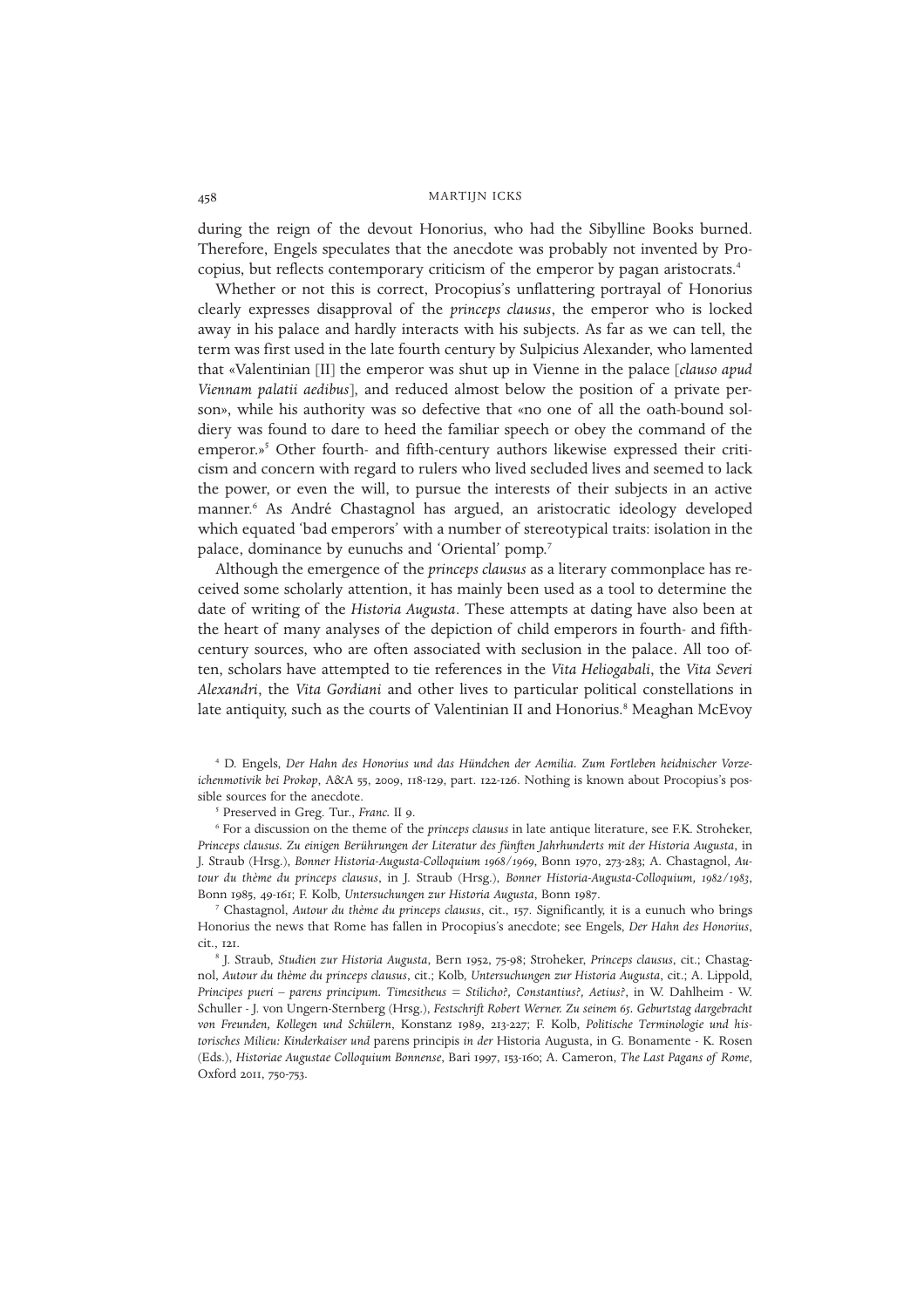during the reign of the devout Honorius, who had the Sibylline Books burned. Therefore, Engels speculates that the anecdote was probably not invented by Procopius, but reflects contemporary criticism of the emperor by pagan aristocrats.[4]

Whether or not this is correct, Procopius's unflattering portrayal of Honorius clearly expresses disapproval of the *princeps clausus*, the emperor who is locked away in his palace and hardly interacts with his subjects. As far as we can tell, the term was first used in the late fourth century by Sulpicius Alexander, who lamented that «Valentinian [II] the emperor was shut up in Vienne in the palace [*clauso apud Viennam palatii aedibus*], and reduced almost below the position of a private person», while his authority was so defective that «no one of all the oath-bound soldiery was found to dare to heed the familiar speech or obey the command of the emperor.»[5] Other fourth- and fifth-century authors likewise expressed their criticism and concern with regard to rulers who lived secluded lives and seemed to lack the power, or even the will, to pursue the interests of their subjects in an active manner.[6] As André Chastagnol has argued, an aristocratic ideology developed which equated 'bad emperors' with a number of stereotypical traits: isolation in the palace, dominance by eunuchs and 'Oriental' pomp.[7]

Although the emergence of the *princeps clausus* as a literary commonplace has received some scholarly attention, it has mainly been used as a tool to determine the date of writing of the *Historia Augusta*. These attempts at dating have also been at the heart of many analyses of the depiction of child emperors in fourth- and fifth-century sources, who are often associated with seclusion in the palace. All too often, scholars have attempted to tie references in the *Vita Heliogabali*, the *Vita Severi Alexandri*, the *Vita Gordiani* and other lives to particular political constellations in late antiquity, such as the courts of Valentinian II and Honorius.[8] Meaghan McEvoy

---

[4] D. Engels, *Der Hahn des Honorius und das Hündchen der Aemilia. Zum Fortleben heidnischer Vorzeichenmotivik bei Prokop*, A&A 55, 2009, 118-129, part. 122-126. Nothing is known about Procopius's possible sources for the anecdote.

[5] Preserved in Greg. Tur., *Franc.* II 9.

[6] For a discussion on the theme of the *princeps clausus* in late antique literature, see F.K. Stroheker, *Princeps clausus. Zu einigen Berührungen der Literatur des fünften Jahrhunderts mit der Historia Augusta*, in J. Straub (Hrsg.), *Bonner Historia-Augusta-Colloquium 1968/1969*, Bonn 1970, 273-283; A. Chastagnol, *Autour du thème du princeps clausus*, in J. Straub (Hrsg.), *Bonner Historia-Augusta-Colloquium, 1982/1983*, Bonn 1985, 49-161; F. Kolb, *Untersuchungen zur Historia Augusta*, Bonn 1987.

[7] Chastagnol, *Autour du thème du princeps clausus*, cit., 157. Significantly, it is a eunuch who brings Honorius the news that Rome has fallen in Procopius's anecdote; see Engels, *Der Hahn des Honorius*, cit., 121.

[8] J. Straub, *Studien zur Historia Augusta*, Bern 1952, 75-98; Stroheker, *Princeps clausus*, cit.; Chastagnol, *Autour du thème du princeps clausus*, cit.; Kolb, *Untersuchungen zur Historia Augusta*, cit.; A. Lippold, *Principes pueri – parens principum. Timesitheus = Stilicho?, Constantius?, Aetius?*, in W. Dahlheim - W. Schuller - J. von Ungern-Sternberg (Hrsg.), *Festschrift Robert Werner. Zu seinem 65. Geburtstag dargebracht von Freunden, Kollegen und Schülern*, Konstanz 1989, 213-227; F. Kolb, *Politische Terminologie und historisches Milieu: Kinderkaiser und* parens principis *in der* Historia Augusta, in G. Bonamente - K. Rosen (Eds.), *Historiae Augustae Colloquium Bonnense*, Bari 1997, 153-160; A. Cameron, *The Last Pagans of Rome*, Oxford 2011, 750-753.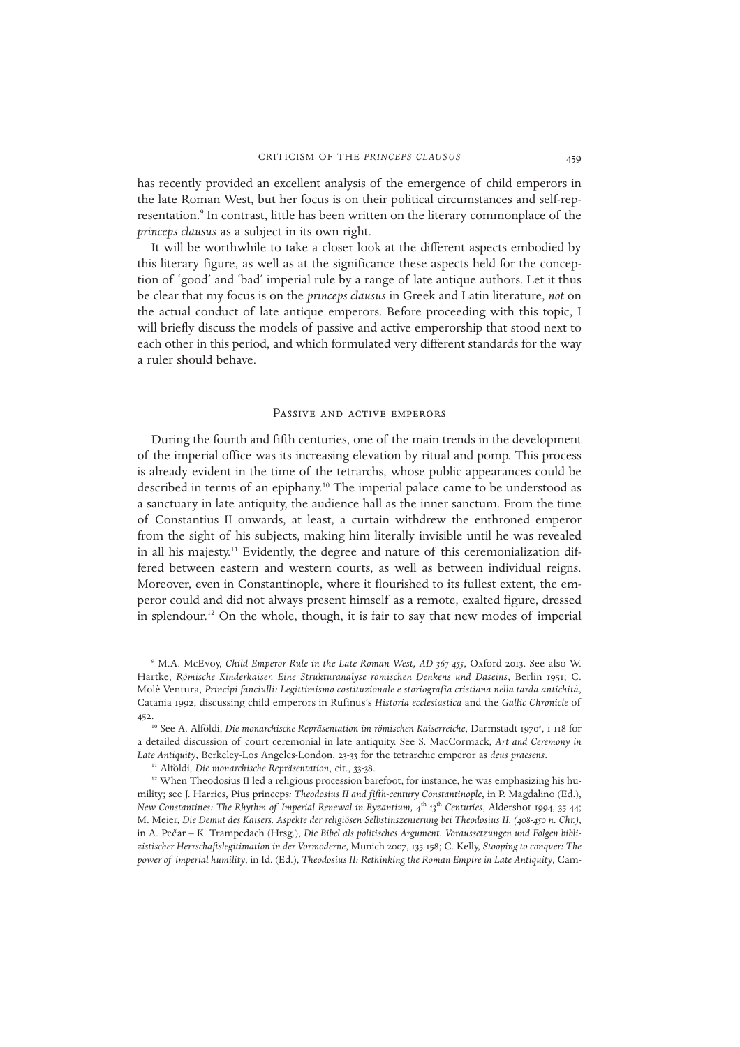has recently provided an excellent analysis of the emergence of child emperors in the late Roman West, but her focus is on their political circumstances and self-representation.[9] In contrast, little has been written on the literary commonplace of the *princeps clausus* as a subject in its own right.

It will be worthwhile to take a closer look at the different aspects embodied by this literary figure, as well as at the significance these aspects held for the conception of 'good' and 'bad' imperial rule by a range of late antique authors. Let it thus be clear that my focus is on the *princeps clausus* in Greek and Latin literature, *not* on the actual conduct of late antique emperors. Before proceeding with this topic, I will briefly discuss the models of passive and active emperorship that stood next to each other in this period, and which formulated very different standards for the way a ruler should behave.

## Passive and active emperors

During the fourth and fifth centuries, one of the main trends in the development of the imperial office was its increasing elevation by ritual and pomp. This process is already evident in the time of the tetrarchs, whose public appearances could be described in terms of an epiphany.[10] The imperial palace came to be understood as a sanctuary in late antiquity, the audience hall as the inner sanctum. From the time of Constantius II onwards, at least, a curtain withdrew the enthroned emperor from the sight of his subjects, making him literally invisible until he was revealed in all his majesty.[11] Evidently, the degree and nature of this ceremonialization differed between eastern and western courts, as well as between individual reigns. Moreover, even in Constantinople, where it flourished to its fullest extent, the emperor could and did not always present himself as a remote, exalted figure, dressed in splendour.[12] On the whole, though, it is fair to say that new modes of imperial

---

[9] M.A. McEvoy, *Child Emperor Rule in the Late Roman West, AD 367-455*, Oxford 2013. See also W. Hartke, *Römische Kinderkaiser. Eine Strukturanalyse römischen Denkens und Daseins*, Berlin 1951; C. Molè Ventura, *Principi fanciulli: Legittimismo costituzionale e storiografia cristiana nella tarda antichità*, Catania 1992, discussing child emperors in Rufinus's *Historia ecclesiastica* and the *Gallic Chronicle* of 452.

[10] See A. Alföldi, *Die monarchische Repräsentation im römischen Kaiserreiche*, Darmstadt 1970[3], 1-118 for a detailed discussion of court ceremonial in late antiquity. See S. MacCormack, *Art and Ceremony in Late Antiquity*, Berkeley-Los Angeles-London, 23-33 for the tetrarchic emperor as *deus praesens*.

[11] Alföldi, *Die monarchische Repräsentation*, cit., 33-38.

[12] When Theodosius II led a religious procession barefoot, for instance, he was emphasizing his humility; see J. Harries, Pius princeps*: Theodosius II and fifth-century Constantinople*, in P. Magdalino (Ed.), *New Constantines: The Rhythm of Imperial Renewal in Byzantium, 4th-13th Centuries*, Aldershot 1994, 35-44; M. Meier, *Die Demut des Kaisers. Aspekte der religiösen Selbstinszenierung bei Theodosius II. (408-450 n. Chr.)*, in A. Pečar – K. Trampedach (Hrsg.), *Die Bibel als politisches Argument. Voraussetzungen und Folgen biblizistischer Herrschaftslegitimation in der Vormoderne*, Munich 2007, 135-158; C. Kelly, *Stooping to conquer: The power of imperial humility*, in Id. (Ed.), *Theodosius II: Rethinking the Roman Empire in Late Antiquity*, Cam-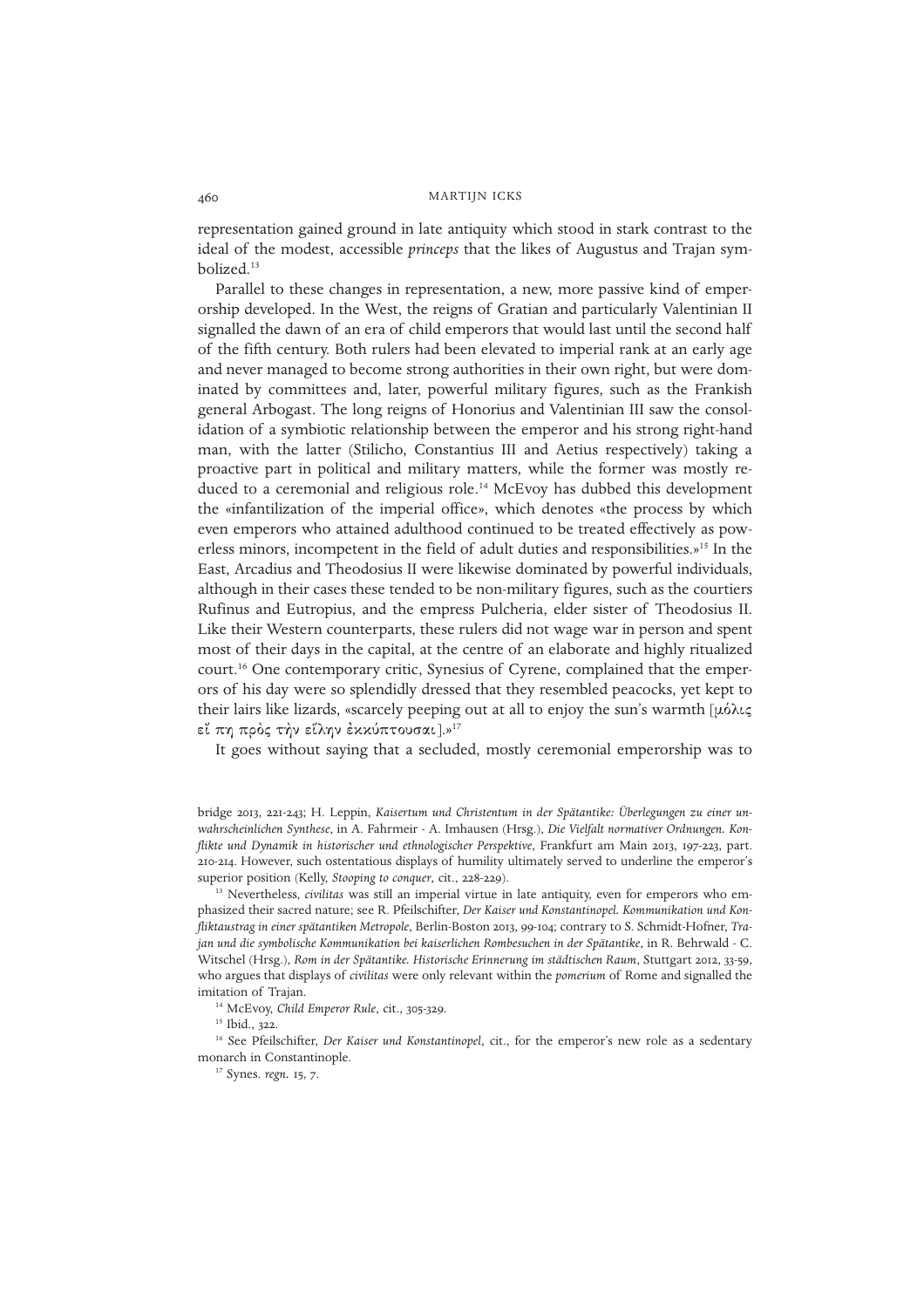representation gained ground in late antiquity which stood in stark contrast to the ideal of the modest, accessible *princeps* that the likes of Augustus and Trajan symbolized.[13]

Parallel to these changes in representation, a new, more passive kind of emperorship developed. In the West, the reigns of Gratian and particularly Valentinian II signalled the dawn of an era of child emperors that would last until the second half of the fifth century. Both rulers had been elevated to imperial rank at an early age and never managed to become strong authorities in their own right, but were dominated by committees and, later, powerful military figures, such as the Frankish general Arbogast. The long reigns of Honorius and Valentinian III saw the consolidation of a symbiotic relationship between the emperor and his strong right-hand man, with the latter (Stilicho, Constantius III and Aetius respectively) taking a proactive part in political and military matters, while the former was mostly reduced to a ceremonial and religious role.[14] McEvoy has dubbed this development the «infantilization of the imperial office», which denotes «the process by which even emperors who attained adulthood continued to be treated effectively as powerless minors, incompetent in the field of adult duties and responsibilities.»[15] In the East, Arcadius and Theodosius II were likewise dominated by powerful individuals, although in their cases these tended to be non-military figures, such as the courtiers Rufinus and Eutropius, and the empress Pulcheria, elder sister of Theodosius II. Like their Western counterparts, these rulers did not wage war in person and spent most of their days in the capital, at the centre of an elaborate and highly ritualized court.[16] One contemporary critic, Synesius of Cyrene, complained that the emperors of his day were so splendidly dressed that they resembled peacocks, yet kept to their lairs like lizards, «scarcely peeping out at all to enjoy the sun's warmth [μόλις εἴ πη πρὸς τὴν εἵλην ἐκκύπτουσαι].»[17]

It goes without saying that a secluded, mostly ceremonial emperorship was to

bridge 2013, 221-243; H. Leppin, *Kaisertum und Christentum in der Spätantike: Überlegungen zu einer unwahrscheinlichen Synthese*, in A. Fahrmeir - A. Imhausen (Hrsg.), *Die Vielfalt normativer Ordnungen. Konflikte und Dynamik in historischer und ethnologischer Perspektive*, Frankfurt am Main 2013, 197-223, part. 210-214. However, such ostentatious displays of humility ultimately served to underline the emperor's superior position (Kelly, *Stooping to conquer*, cit., 228-229).

[13] Nevertheless, *civilitas* was still an imperial virtue in late antiquity, even for emperors who emphasized their sacred nature; see R. Pfeilschifter, *Der Kaiser und Konstantinopel. Kommunikation und Konfliktaustrag in einer spätantiken Metropole*, Berlin-Boston 2013, 99-104; contrary to S. Schmidt-Hofner, *Trajan und die symbolische Kommunikation bei kaiserlichen Rombesuchen in der Spätantike*, in R. Behrwald - C. Witschel (Hrsg.), *Rom in der Spätantike. Historische Erinnerung im städtischen Raum*, Stuttgart 2012, 33-59, who argues that displays of *civilitas* were only relevant within the *pomerium* of Rome and signalled the imitation of Trajan.

[14] McEvoy, *Child Emperor Rule*, cit., 305-329.

[15] Ibid., 322.

[16] See Pfeilschifter, *Der Kaiser und Konstantinopel*, cit., for the emperor's new role as a sedentary monarch in Constantinople.

[17] Synes. *regn.* 15, 7.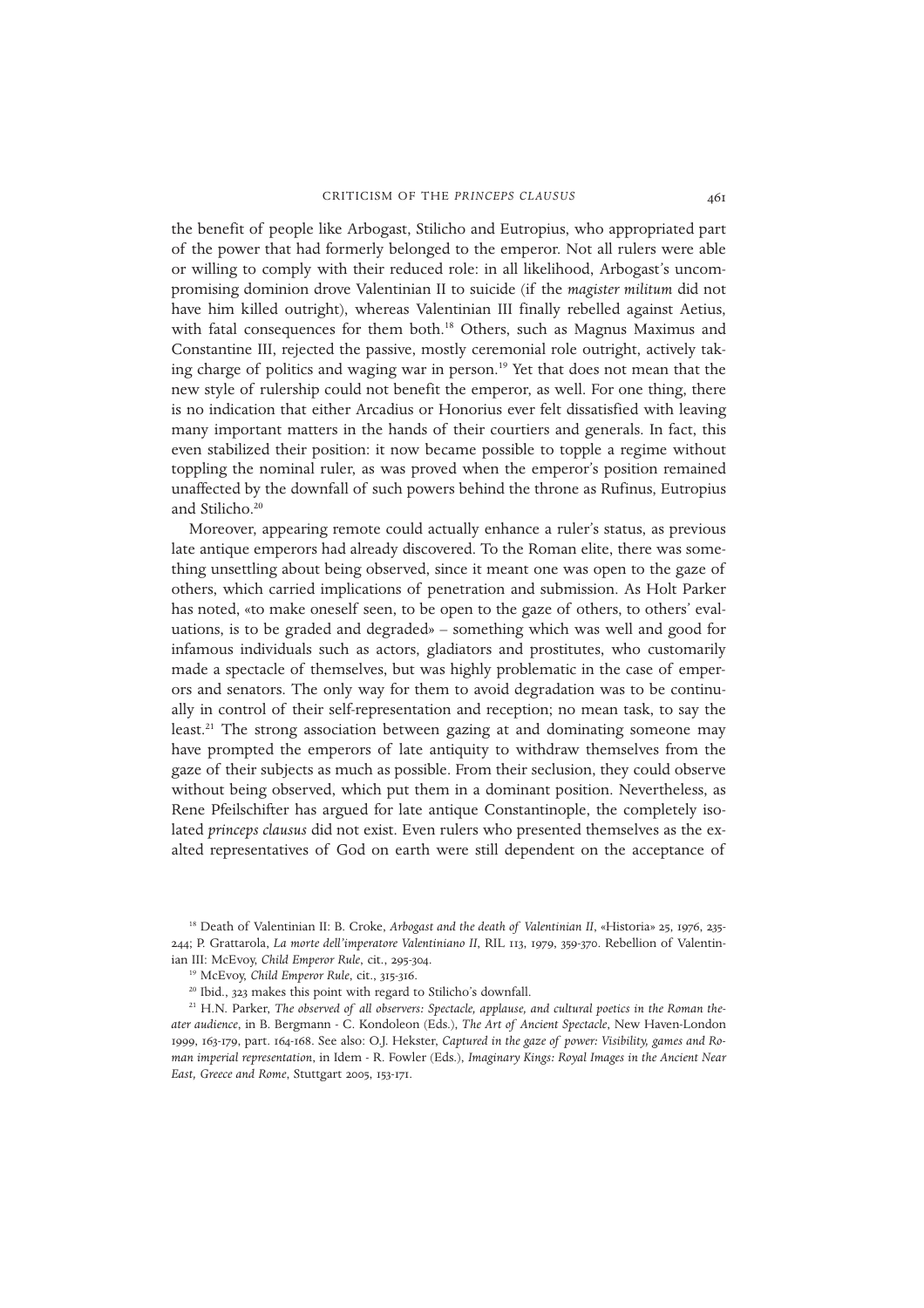the benefit of people like Arbogast, Stilicho and Eutropius, who appropriated part of the power that had formerly belonged to the emperor. Not all rulers were able or willing to comply with their reduced role: in all likelihood, Arbogast's uncompromising dominion drove Valentinian II to suicide (if the *magister militum* did not have him killed outright), whereas Valentinian III finally rebelled against Aetius, with fatal consequences for them both.[18] Others, such as Magnus Maximus and Constantine III, rejected the passive, mostly ceremonial role outright, actively taking charge of politics and waging war in person.[19] Yet that does not mean that the new style of rulership could not benefit the emperor, as well. For one thing, there is no indication that either Arcadius or Honorius ever felt dissatisfied with leaving many important matters in the hands of their courtiers and generals. In fact, this even stabilized their position: it now became possible to topple a regime without toppling the nominal ruler, as was proved when the emperor's position remained unaffected by the downfall of such powers behind the throne as Rufinus, Eutropius and Stilicho.[20]

Moreover, appearing remote could actually enhance a ruler's status, as previous late antique emperors had already discovered. To the Roman elite, there was something unsettling about being observed, since it meant one was open to the gaze of others, which carried implications of penetration and submission. As Holt Parker has noted, «to make oneself seen, to be open to the gaze of others, to others' evaluations, is to be graded and degraded» – something which was well and good for infamous individuals such as actors, gladiators and prostitutes, who customarily made a spectacle of themselves, but was highly problematic in the case of emperors and senators. The only way for them to avoid degradation was to be continually in control of their self-representation and reception; no mean task, to say the least.[21] The strong association between gazing at and dominating someone may have prompted the emperors of late antiquity to withdraw themselves from the gaze of their subjects as much as possible. From their seclusion, they could observe without being observed, which put them in a dominant position. Nevertheless, as Rene Pfeilschifter has argued for late antique Constantinople, the completely isolated *princeps clausus* did not exist. Even rulers who presented themselves as the exalted representatives of God on earth were still dependent on the acceptance of

[18] Death of Valentinian II: B. Croke, *Arbogast and the death of Valentinian II*, «Historia» 25, 1976, 235-244; P. Grattarola, *La morte dell'imperatore Valentiniano II*, RIL 113, 1979, 359-370. Rebellion of Valentinian III: McEvoy, *Child Emperor Rule*, cit., 295-304.

[19] McEvoy, *Child Emperor Rule*, cit., 315-316.

[20] Ibid., 323 makes this point with regard to Stilicho's downfall.

[21] H.N. Parker, *The observed of all observers: Spectacle, applause, and cultural poetics in the Roman theater audience*, in B. Bergmann - C. Kondoleon (Eds.), *The Art of Ancient Spectacle*, New Haven-London 1999, 163-179, part. 164-168. See also: O.J. Hekster, *Captured in the gaze of power: Visibility, games and Roman imperial representation*, in Idem - R. Fowler (Eds.), *Imaginary Kings: Royal Images in the Ancient Near East, Greece and Rome*, Stuttgart 2005, 153-171.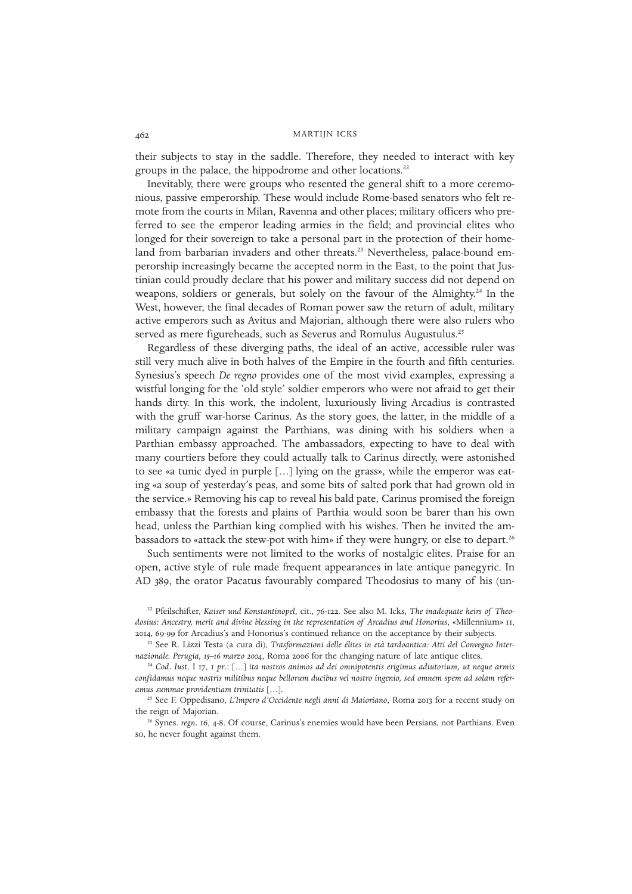their subjects to stay in the saddle. Therefore, they needed to interact with key groups in the palace, the hippodrome and other locations.[22]

Inevitably, there were groups who resented the general shift to a more ceremonious, passive emperorship. These would include Rome-based senators who felt remote from the courts in Milan, Ravenna and other places; military officers who preferred to see the emperor leading armies in the field; and provincial elites who longed for their sovereign to take a personal part in the protection of their homeland from barbarian invaders and other threats.[23] Nevertheless, palace-bound emperorship increasingly became the accepted norm in the East, to the point that Justinian could proudly declare that his power and military success did not depend on weapons, soldiers or generals, but solely on the favour of the Almighty.[24] In the West, however, the final decades of Roman power saw the return of adult, military active emperors such as Avitus and Majorian, although there were also rulers who served as mere figureheads, such as Severus and Romulus Augustulus.[25]

Regardless of these diverging paths, the ideal of an active, accessible ruler was still very much alive in both halves of the Empire in the fourth and fifth centuries. Synesius's speech *De regno* provides one of the most vivid examples, expressing a wistful longing for the 'old style' soldier emperors who were not afraid to get their hands dirty. In this work, the indolent, luxuriously living Arcadius is contrasted with the gruff war-horse Carinus. As the story goes, the latter, in the middle of a military campaign against the Parthians, was dining with his soldiers when a Parthian embassy approached. The ambassadors, expecting to have to deal with many courtiers before they could actually talk to Carinus directly, were astonished to see «a tunic dyed in purple […] lying on the grass», while the emperor was eating «a soup of yesterday's peas, and some bits of salted pork that had grown old in the service.» Removing his cap to reveal his bald pate, Carinus promised the foreign embassy that the forests and plains of Parthia would soon be barer than his own head, unless the Parthian king complied with his wishes. Then he invited the ambassadors to «attack the stew-pot with him» if they were hungry, or else to depart.[26]

Such sentiments were not limited to the works of nostalgic elites. Praise for an open, active style of rule made frequent appearances in late antique panegyric. In AD 389, the orator Pacatus favourably compared Theodosius to many of his (un-

---

[22] Pfeilschifter, *Kaiser und Konstantinopel*, cit., 76-122. See also M. Icks, *The inadequate heirs of Theodosius: Ancestry, merit and divine blessing in the representation of Arcadius and Honorius*, «Millennium» 11, 2014, 69-99 for Arcadius's and Honorius's continued reliance on the acceptance by their subjects.

[23] See R. Lizzi Testa (a cura di), *Trasformazioni delle élites in età tardoantica: Atti del Convegno Internazionale. Perugia, 15–16 marzo 2004*, Roma 2006 for the changing nature of late antique elites.

[24] *Cod. Iust.* I 17, 1 *pr.*: […] *ita nostros animos ad dei omnipotentis erigimus adiutorium, ut neque armis confidamus neque nostris militibus neque bellorum ducibus vel nostro ingenio, sed omnem spem ad solam referamus summae providentiam trinitatis* […].

[25] See F. Oppedisano, *L'Impero d'Occidente negli anni di Maioriano*, Roma 2013 for a recent study on the reign of Majorian.

[26] Synes. *regn.* 16, 4-8. Of course, Carinus's enemies would have been Persians, not Parthians. Even so, he never fought against them.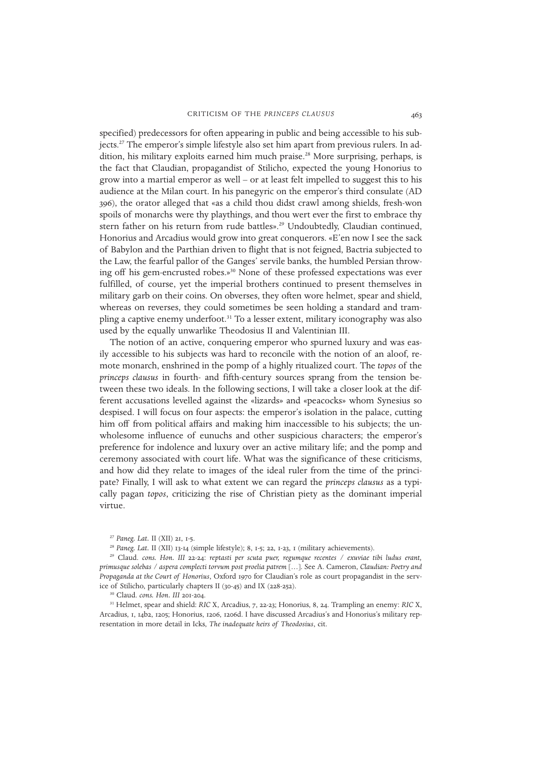specified) predecessors for often appearing in public and being accessible to his subjects.[27] The emperor's simple lifestyle also set him apart from previous rulers. In addition, his military exploits earned him much praise.[28] More surprising, perhaps, is the fact that Claudian, propagandist of Stilicho, expected the young Honorius to grow into a martial emperor as well – or at least felt impelled to suggest this to his audience at the Milan court. In his panegyric on the emperor's third consulate (AD 396), the orator alleged that «as a child thou didst crawl among shields, fresh-won spoils of monarchs were thy playthings, and thou wert ever the first to embrace thy stern father on his return from rude battles».[29] Undoubtedly, Claudian continued, Honorius and Arcadius would grow into great conquerors. «E'en now I see the sack of Babylon and the Parthian driven to flight that is not feigned, Bactria subjected to the Law, the fearful pallor of the Ganges' servile banks, the humbled Persian throwing off his gem-encrusted robes.»[30] None of these professed expectations was ever fulfilled, of course, yet the imperial brothers continued to present themselves in military garb on their coins. On obverses, they often wore helmet, spear and shield, whereas on reverses, they could sometimes be seen holding a standard and trampling a captive enemy underfoot.[31] To a lesser extent, military iconography was also used by the equally unwarlike Theodosius II and Valentinian III.

The notion of an active, conquering emperor who spurned luxury and was easily accessible to his subjects was hard to reconcile with the notion of an aloof, remote monarch, enshrined in the pomp of a highly ritualized court. The *topos* of the *princeps clausus* in fourth- and fifth-century sources sprang from the tension between these two ideals. In the following sections, I will take a closer look at the different accusations levelled against the «lizards» and «peacocks» whom Synesius so despised. I will focus on four aspects: the emperor's isolation in the palace, cutting him off from political affairs and making him inaccessible to his subjects; the unwholesome influence of eunuchs and other suspicious characters; the emperor's preference for indolence and luxury over an active military life; and the pomp and ceremony associated with court life. What was the significance of these criticisms, and how did they relate to images of the ideal ruler from the time of the principate? Finally, I will ask to what extent we can regard the *princeps clausus* as a typically pagan *topos*, criticizing the rise of Christian piety as the dominant imperial virtue.

[27] *Paneg. Lat.* II (XII) 21, 1-5.

[28] *Paneg. Lat.* II (XII) 13-14 (simple lifestyle); 8, 1-5; 22, 1-23, 1 (military achievements).

[29] Claud. *cons. Hon. III* 22-24: *reptasti per scuta puer, regumque recentes / exuviae tibi ludus erant, primusque solebas / aspera complecti torvum post proelia patrem* [...]. See A. Cameron, *Claudian: Poetry and Propaganda at the Court of Honorius*, Oxford 1970 for Claudian's role as court propagandist in the service of Stilicho, particularly chapters II (30-45) and IX (228-252).

[30] Claud. *cons. Hon. III* 201-204.

[31] Helmet, spear and shield: *RIC* X, Arcadius, 7, 22-23; Honorius, 8, 24. Trampling an enemy: *RIC* X, Arcadius, 1, 14b2, 1205; Honorius, 1206, 1206d. I have discussed Arcadius's and Honorius's military representation in more detail in Icks, *The inadequate heirs of Theodosius*, cit.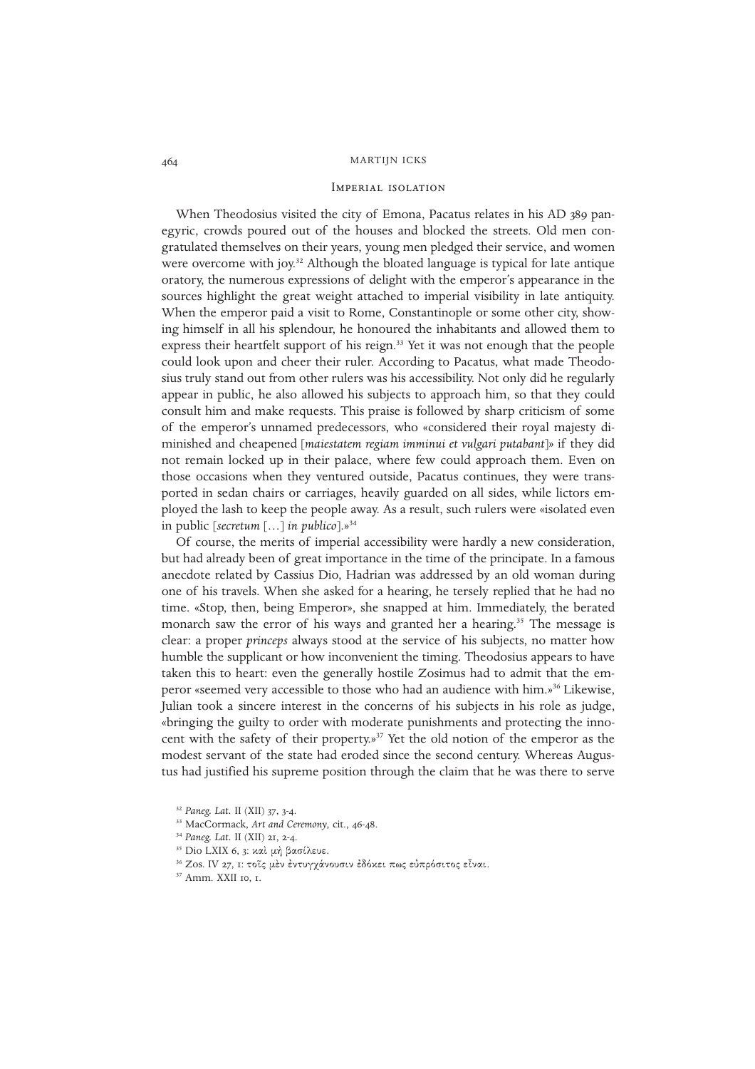## Imperial isolation

When Theodosius visited the city of Emona, Pacatus relates in his AD 389 panegyric, crowds poured out of the houses and blocked the streets. Old men congratulated themselves on their years, young men pledged their service, and women were overcome with joy.[32] Although the bloated language is typical for late antique oratory, the numerous expressions of delight with the emperor's appearance in the sources highlight the great weight attached to imperial visibility in late antiquity. When the emperor paid a visit to Rome, Constantinople or some other city, showing himself in all his splendour, he honoured the inhabitants and allowed them to express their heartfelt support of his reign.[33] Yet it was not enough that the people could look upon and cheer their ruler. According to Pacatus, what made Theodosius truly stand out from other rulers was his accessibility. Not only did he regularly appear in public, he also allowed his subjects to approach him, so that they could consult him and make requests. This praise is followed by sharp criticism of some of the emperor's unnamed predecessors, who «considered their royal majesty diminished and cheapened [*maiestatem regiam imminui et vulgari putabant*]» if they did not remain locked up in their palace, where few could approach them. Even on those occasions when they ventured outside, Pacatus continues, they were transported in sedan chairs or carriages, heavily guarded on all sides, while lictors employed the lash to keep the people away. As a result, such rulers were «isolated even in public [*secretum* [...] *in publico*].»[34]

Of course, the merits of imperial accessibility were hardly a new consideration, but had already been of great importance in the time of the principate. In a famous anecdote related by Cassius Dio, Hadrian was addressed by an old woman during one of his travels. When she asked for a hearing, he tersely replied that he had no time. «Stop, then, being Emperor», she snapped at him. Immediately, the berated monarch saw the error of his ways and granted her a hearing.[35] The message is clear: a proper *princeps* always stood at the service of his subjects, no matter how humble the supplicant or how inconvenient the timing. Theodosius appears to have taken this to heart: even the generally hostile Zosimus had to admit that the emperor «seemed very accessible to those who had an audience with him.»[36] Likewise, Julian took a sincere interest in the concerns of his subjects in his role as judge, «bringing the guilty to order with moderate punishments and protecting the innocent with the safety of their property.»[37] Yet the old notion of the emperor as the modest servant of the state had eroded since the second century. Whereas Augustus had justified his supreme position through the claim that he was there to serve

[32] *Paneg. Lat.* II (XII) 37, 3-4.

[33] MacCormack, *Art and Ceremony*, cit., 46-48.

[34] *Paneg. Lat.* II (XII) 21, 2-4.

[35] Dio LXIX 6, 3: καὶ μὴ βασίλευε.

[36] Zos. IV 27, 1: τοῖς μὲν ἐντυγχάνουσιν ἐδόκει πως εὐπρόσιτος εἶναι.

[37] Amm. XXII 10, 1.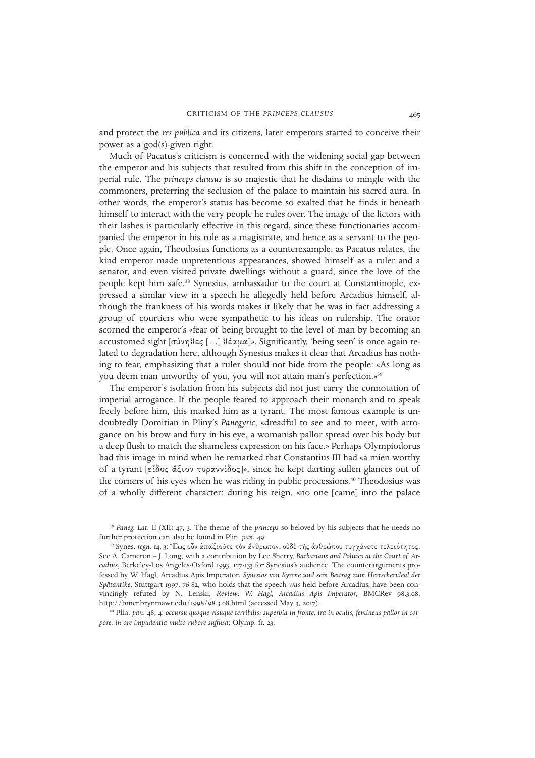and protect the *res publica* and its citizens, later emperors started to conceive their power as a god(s)-given right.

Much of Pacatus's criticism is concerned with the widening social gap between the emperor and his subjects that resulted from this shift in the conception of imperial rule. The *princeps clausus* is so majestic that he disdains to mingle with the commoners, preferring the seclusion of the palace to maintain his sacred aura. In other words, the emperor's status has become so exalted that he finds it beneath himself to interact with the very people he rules over. The image of the lictors with their lashes is particularly effective in this regard, since these functionaries accompanied the emperor in his role as a magistrate, and hence as a servant to the people. Once again, Theodosius functions as a counterexample: as Pacatus relates, the kind emperor made unpretentious appearances, showed himself as a ruler and a senator, and even visited private dwellings without a guard, since the love of the people kept him safe.[38] Synesius, ambassador to the court at Constantinople, expressed a similar view in a speech he allegedly held before Arcadius himself, although the frankness of his words makes it likely that he was in fact addressing a group of courtiers who were sympathetic to his ideas on rulership. The orator scorned the emperor's «fear of being brought to the level of man by becoming an accustomed sight [σύνηθες […] θέαμα]». Significantly, 'being seen' is once again related to degradation here, although Synesius makes it clear that Arcadius has nothing to fear, emphasizing that a ruler should not hide from the people: «As long as you deem man unworthy of you, you will not attain man's perfection.»[39]

The emperor's isolation from his subjects did not just carry the connotation of imperial arrogance. If the people feared to approach their monarch and to speak freely before him, this marked him as a tyrant. The most famous example is undoubtedly Domitian in Pliny's *Panegyric*, «dreadful to see and to meet, with arrogance on his brow and fury in his eye, a womanish pallor spread over his body but a deep flush to match the shameless expression on his face.» Perhaps Olympiodorus had this image in mind when he remarked that Constantius III had «a mien worthy of a tyrant [εἶδος ἄξιον τυραννίδος]», since he kept darting sullen glances out of the corners of his eyes when he was riding in public processions.[40] Theodosius was of a wholly different character: during his reign, «no one [came] into the palace

---

[38] *Paneg. Lat.* II (XII) 47, 3. The theme of the *princeps* so beloved by his subjects that he needs no further protection can also be found in Plin. *pan.* 49.

[39] Synes. *regn.* 14, 3: Ἕως οὖν ἀπαξιοῦτε τὸν ἄνθρωπον, οὐδὲ τῆς ἀνθρώπου τυγχάνετε τελειότητος. See A. Cameron – J. Long, with a contribution by Lee Sherry, *Barbarians and Politics at the Court of Arcadius*, Berkeley-Los Angeles-Oxford 1993, 127-133 for Synesius's audience. The counterarguments professed by W. Hagl, Arcadius Apis Imperator. *Synesios von Kyrene und sein Beitrag zum Herrscherideal der Spätantike*, Stuttgart 1997, 76-82, who holds that the speech *was* held before Arcadius, have been convincingly refuted by N. Lenski, *Review: W. Hagl, Arcadius Apis Imperator*, BMCRev 98.3.08, http://bmcr.brynmawr.edu/1998/98.3.08.html (accessed May 3, 2017).

[40] Plin. *pan.* 48, 4: *occursu quoque visuque terribilis: superbia in fronte, ira in oculis, femineus pallor in corpore, in ore impudentia multo rubore suffusa*; Olymp. fr. 23.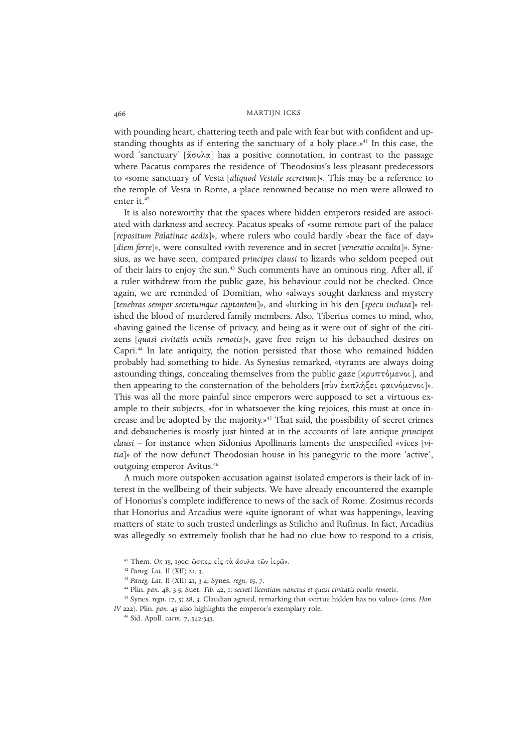with pounding heart, chattering teeth and pale with fear but with confident and upstanding thoughts as if entering the sanctuary of a holy place.»[41] In this case, the word 'sanctuary' [ἄσυλα] has a positive connotation, in contrast to the passage where Pacatus compares the residence of Theodosius's less pleasant predecessors to «some sanctuary of Vesta [*aliquod Vestale secretum*]». This may be a reference to the temple of Vesta in Rome, a place renowned because no men were allowed to enter it.[42]

It is also noteworthy that the spaces where hidden emperors resided are associated with darkness and secrecy. Pacatus speaks of «some remote part of the palace [*repositum Palatinae aedis*]», where rulers who could hardly «bear the face of day» [*diem ferre*]», were consulted «with reverence and in secret [*veneratio occulta*]». Synesius, as we have seen, compared *principes clausi* to lizards who seldom peeped out of their lairs to enjoy the sun.[43] Such comments have an ominous ring. After all, if a ruler withdrew from the public gaze, his behaviour could not be checked. Once again, we are reminded of Domitian, who «always sought darkness and mystery [*tenebras semper secretumque captantem*]», and «lurking in his den [*specu inclusa*]» relished the blood of murdered family members. Also, Tiberius comes to mind, who, «having gained the license of privacy, and being as it were out of sight of the citizens [*quasi civitatis oculis remotis*]», gave free reign to his debauched desires on Capri.[44] In late antiquity, the notion persisted that those who remained hidden probably had something to hide. As Synesius remarked, «tyrants are always doing astounding things, concealing themselves from the public gaze [κρυπτόμενοι], and then appearing to the consternation of the beholders [σὺν ἐκπλήξει φαινόμενοι]». This was all the more painful since emperors were supposed to set a virtuous example to their subjects, «for in whatsoever the king rejoices, this must at once increase and be adopted by the majority.»[45] That said, the possibility of secret crimes and debaucheries is mostly just hinted at in the accounts of late antique *principes clausi* – for instance when Sidonius Apollinaris laments the unspecified «vices [*vitia*]» of the now defunct Theodosian house in his panegyric to the more 'active', outgoing emperor Avitus.[46]

A much more outspoken accusation against isolated emperors is their lack of interest in the wellbeing of their subjects. We have already encountered the example of Honorius's complete indifference to news of the sack of Rome. Zosimus records that Honorius and Arcadius were «quite ignorant of what was happening», leaving matters of state to such trusted underlings as Stilicho and Rufinus. In fact, Arcadius was allegedly so extremely foolish that he had no clue how to respond to a crisis,

[41] Them. *Or.* 15, 190c: ὥσπερ εἰς τὰ ἄσυλα τῶν ἱερῶν.

[42] *Paneg. Lat.* II (XII) 21, 3.

[43] *Paneg. Lat.* II (XII) 21, 3-4; Synes. *regn.* 15, 7.

[44] Plin. *pan.* 48, 3-5; Suet. *Tib.* 42, 1: *secreti licentiam nanctus et quasi civitatis oculis remotis*.

[45] Synes. *regn.* 17, 5; 28, 3. Claudian agreed, remarking that «virtue hidden has no value» (*cons. Hon. IV* 222). Plin. *pan.* 45 also highlights the emperor's exemplary role.

[46] Sid. Apoll. *carm.* 7, 542-543.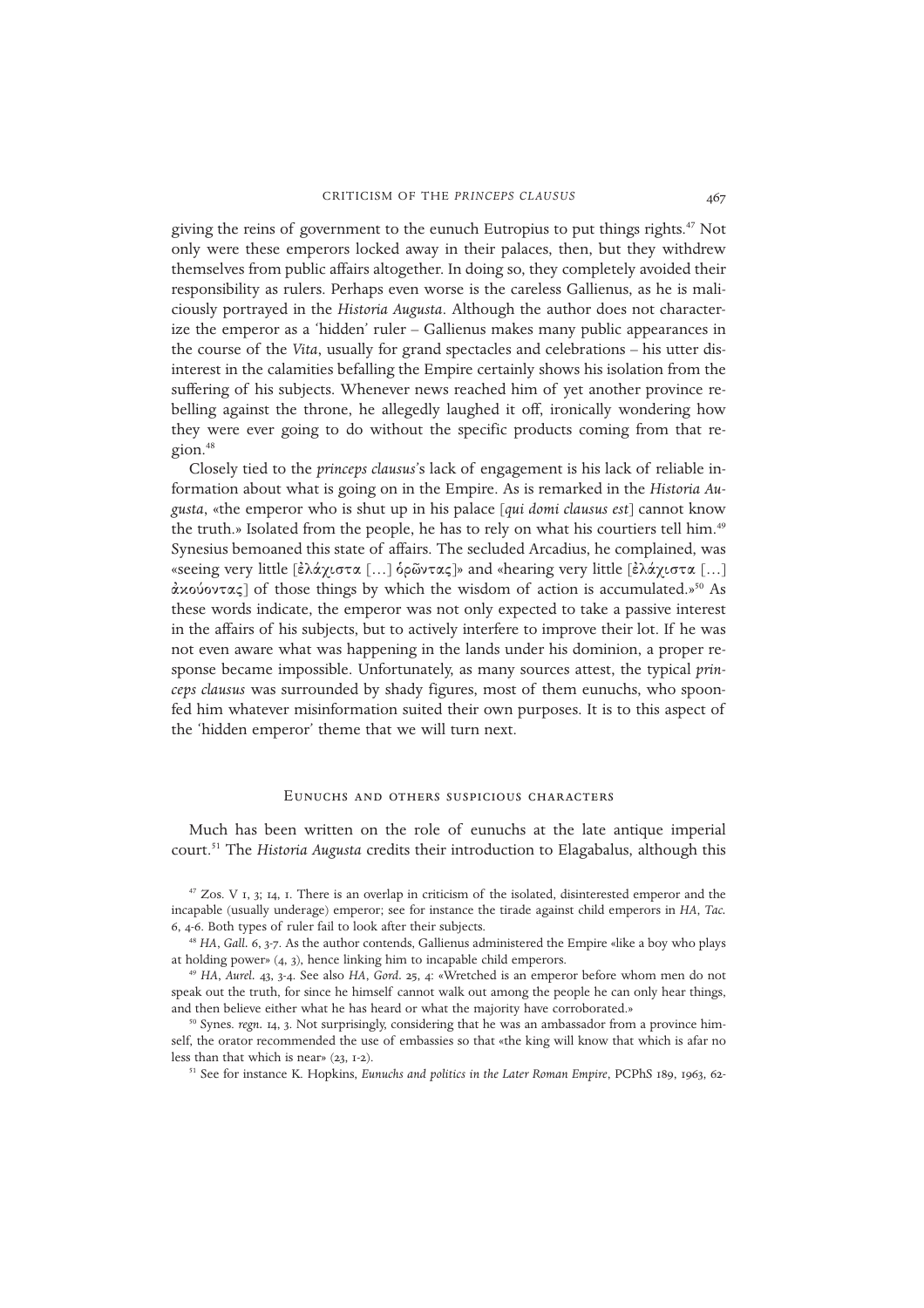giving the reins of government to the eunuch Eutropius to put things rights.[47] Not only were these emperors locked away in their palaces, then, but they withdrew themselves from public affairs altogether. In doing so, they completely avoided their responsibility as rulers. Perhaps even worse is the careless Gallienus, as he is maliciously portrayed in the *Historia Augusta*. Although the author does not characterize the emperor as a 'hidden' ruler – Gallienus makes many public appearances in the course of the *Vita*, usually for grand spectacles and celebrations – his utter disinterest in the calamities befalling the Empire certainly shows his isolation from the suffering of his subjects. Whenever news reached him of yet another province rebelling against the throne, he allegedly laughed it off, ironically wondering how they were ever going to do without the specific products coming from that region.[48]

Closely tied to the *princeps clausus*'s lack of engagement is his lack of reliable information about what is going on in the Empire. As is remarked in the *Historia Augusta*, «the emperor who is shut up in his palace [*qui domi clausus est*] cannot know the truth.» Isolated from the people, he has to rely on what his courtiers tell him.[49] Synesius bemoaned this state of affairs. The secluded Arcadius, he complained, was «seeing very little [ἐλάχιστα […] ὁρῶντας]» and «hearing very little [ἐλάχιστα […] ἀκούοντας] of those things by which the wisdom of action is accumulated.»[50] As these words indicate, the emperor was not only expected to take a passive interest in the affairs of his subjects, but to actively interfere to improve their lot. If he was not even aware what was happening in the lands under his dominion, a proper response became impossible. Unfortunately, as many sources attest, the typical *princeps clausus* was surrounded by shady figures, most of them eunuchs, who spoonfed him whatever misinformation suited their own purposes. It is to this aspect of the 'hidden emperor' theme that we will turn next.

## Eunuchs and others suspicious characters

Much has been written on the role of eunuchs at the late antique imperial court.[51] The *Historia Augusta* credits their introduction to Elagabalus, although this

[47] Zos. V 1, 3; 14, 1. There is an overlap in criticism of the isolated, disinterested emperor and the incapable (usually underage) emperor; see for instance the tirade against child emperors in *HA*, *Tac.* 6, 4-6. Both types of ruler fail to look after their subjects.

[48] *HA*, *Gall.* 6, 3-7. As the author contends, Gallienus administered the Empire «like a boy who plays at holding power» (4, 3), hence linking him to incapable child emperors.

[49] *HA*, *Aurel.* 43, 3-4. See also *HA*, *Gord.* 25, 4: «Wretched is an emperor before whom men do not speak out the truth, for since he himself cannot walk out among the people he can only hear things, and then believe either what he has heard or what the majority have corroborated.»

[50] Synes. *regn.* 14, 3. Not surprisingly, considering that he was an ambassador from a province himself, the orator recommended the use of embassies so that «the king will know that which is afar no less than that which is near» (23, 1-2).

[51] See for instance K. Hopkins, *Eunuchs and politics in the Later Roman Empire*, PCPhS 189, 1963, 62-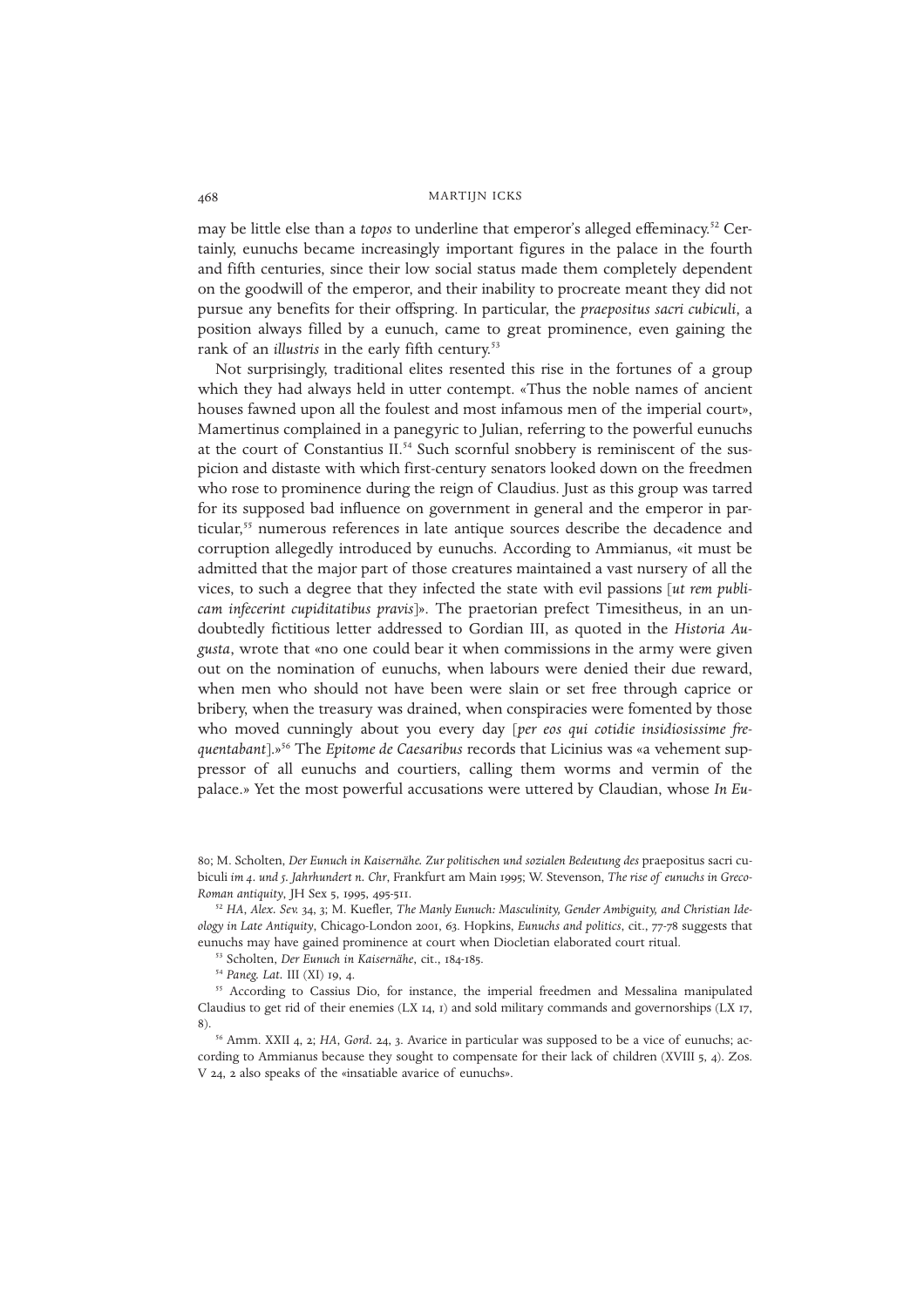may be little else than a *topos* to underline that emperor's alleged effeminacy.[52] Certainly, eunuchs became increasingly important figures in the palace in the fourth and fifth centuries, since their low social status made them completely dependent on the goodwill of the emperor, and their inability to procreate meant they did not pursue any benefits for their offspring. In particular, the *praepositus sacri cubiculi*, a position always filled by a eunuch, came to great prominence, even gaining the rank of an *illustris* in the early fifth century.[53]

Not surprisingly, traditional elites resented this rise in the fortunes of a group which they had always held in utter contempt. «Thus the noble names of ancient houses fawned upon all the foulest and most infamous men of the imperial court», Mamertinus complained in a panegyric to Julian, referring to the powerful eunuchs at the court of Constantius II.[54] Such scornful snobbery is reminiscent of the suspicion and distaste with which first-century senators looked down on the freedmen who rose to prominence during the reign of Claudius. Just as this group was tarred for its supposed bad influence on government in general and the emperor in particular,[55] numerous references in late antique sources describe the decadence and corruption allegedly introduced by eunuchs. According to Ammianus, «it must be admitted that the major part of those creatures maintained a vast nursery of all the vices, to such a degree that they infected the state with evil passions [*ut rem publicam infecerint cupiditatibus pravis*]». The praetorian prefect Timesitheus, in an undoubtedly fictitious letter addressed to Gordian III, as quoted in the *Historia Augusta*, wrote that «no one could bear it when commissions in the army were given out on the nomination of eunuchs, when labours were denied their due reward, when men who should not have been were slain or set free through caprice or bribery, when the treasury was drained, when conspiracies were fomented by those who moved cunningly about you every day [*per eos qui cotidie insidiosissime frequentabant*].»[56] The *Epitome de Caesaribus* records that Licinius was «a vehement suppressor of all eunuchs and courtiers, calling them worms and vermin of the palace.» Yet the most powerful accusations were uttered by Claudian, whose *In Eu-*

---

80; M. Scholten, *Der Eunuch in Kaisernähe. Zur politischen und sozialen Bedeutung des* praepositus sacri cubiculi *im 4. und 5. Jahrhundert n. Chr*, Frankfurt am Main 1995; W. Stevenson, *The rise of eunuchs in Greco-Roman antiquity*, JH Sex 5, 1995, 495-511.

[52] *HA*, *Alex. Sev.* 34, 3; M. Kuefler, *The Manly Eunuch: Masculinity, Gender Ambiguity, and Christian Ideology in Late Antiquity*, Chicago-London 2001, 63. Hopkins, *Eunuchs and politics*, cit., 77-78 suggests that eunuchs may have gained prominence at court when Diocletian elaborated court ritual.

[53] Scholten, *Der Eunuch in Kaisernähe*, cit., 184-185.

[54] *Paneg. Lat.* III (XI) 19, 4.

[55] According to Cassius Dio, for instance, the imperial freedmen and Messalina manipulated Claudius to get rid of their enemies (LX 14, 1) and sold military commands and governorships (LX 17, 8).

[56] Amm. XXII 4, 2; *HA*, *Gord.* 24, 3. Avarice in particular was supposed to be a vice of eunuchs; according to Ammianus because they sought to compensate for their lack of children (XVIII 5, 4). Zos. V 24, 2 also speaks of the «insatiable avarice of eunuchs».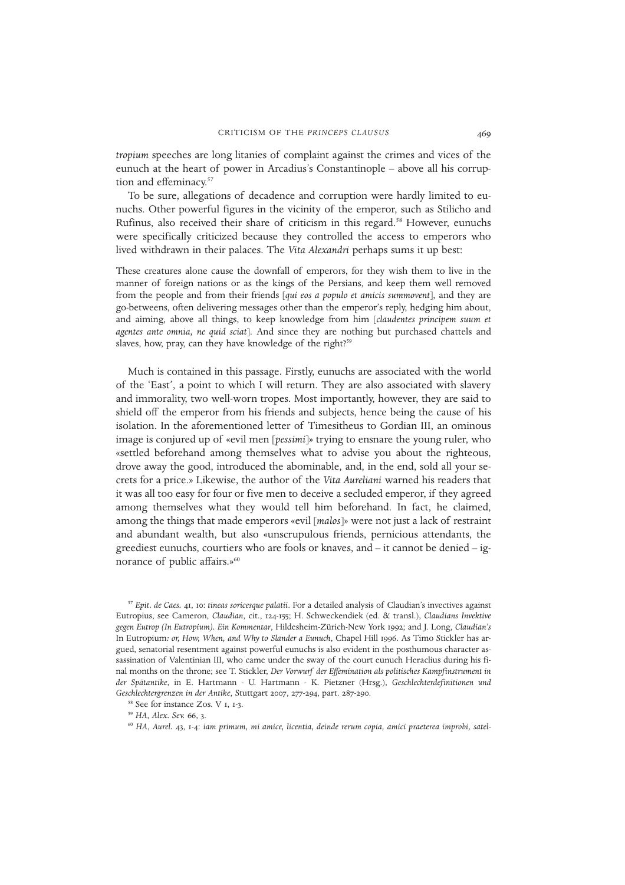*tropium* speeches are long litanies of complaint against the crimes and vices of the eunuch at the heart of power in Arcadius's Constantinople – above all his corruption and effeminacy.[57]

To be sure, allegations of decadence and corruption were hardly limited to eunuchs. Other powerful figures in the vicinity of the emperor, such as Stilicho and Rufinus, also received their share of criticism in this regard.[58] However, eunuchs were specifically criticized because they controlled the access to emperors who lived withdrawn in their palaces. The *Vita Alexandri* perhaps sums it up best:

> These creatures alone cause the downfall of emperors, for they wish them to live in the manner of foreign nations or as the kings of the Persians, and keep them well removed from the people and from their friends [*qui eos a populo et amicis summovent*], and they are go-betweens, often delivering messages other than the emperor's reply, hedging him about, and aiming, above all things, to keep knowledge from him [*claudentes principem suum et agentes ante omnia, ne quid sciat*]. And since they are nothing but purchased chattels and slaves, how, pray, can they have knowledge of the right?[59]

Much is contained in this passage. Firstly, eunuchs are associated with the world of the 'East', a point to which I will return. They are also associated with slavery and immorality, two well-worn tropes. Most importantly, however, they are said to shield off the emperor from his friends and subjects, hence being the cause of his isolation. In the aforementioned letter of Timesitheus to Gordian III, an ominous image is conjured up of «evil men [*pessimi*]» trying to ensnare the young ruler, who «settled beforehand among themselves what to advise you about the righteous, drove away the good, introduced the abominable, and, in the end, sold all your secrets for a price.» Likewise, the author of the *Vita Aureliani* warned his readers that it was all too easy for four or five men to deceive a secluded emperor, if they agreed among themselves what they would tell him beforehand. In fact, he claimed, among the things that made emperors «evil [*malos*]» were not just a lack of restraint and abundant wealth, but also «unscrupulous friends, pernicious attendants, the greediest eunuchs, courtiers who are fools or knaves, and – it cannot be denied – ignorance of public affairs.»[60]

---

[57] *Epit. de Caes.* 41, 10: *tineas soricesque palatii*. For a detailed analysis of Claudian's invectives against Eutropius, see Cameron, *Claudian*, cit., 124-155; H. Schweckendiek (ed. & transl.), *Claudians Invektive gegen Eutrop (In Eutropium). Ein Kommentar*, Hildesheim-Zürich-New York 1992; and J. Long, *Claudian's* In Eutropium*: or, How, When, and Why to Slander a Eunuch*, Chapel Hill 1996. As Timo Stickler has argued, senatorial resentment against powerful eunuchs is also evident in the posthumous character assassination of Valentinian III, who came under the sway of the court eunuch Heraclius during his final months on the throne; see T. Stickler, *Der Vorwurf der Effemination als politisches Kampfinstrument in der Spätantike*, in E. Hartmann - U. Hartmann - K. Pietzner (Hrsg.), *Geschlechterdefinitionen und Geschlechtergrenzen in der Antike*, Stuttgart 2007, 277-294, part. 287-290.

[58] See for instance Zos. V 1, 1-3.

[59] *HA*, *Alex. Sev.* 66, 3.

[60] *HA*, *Aurel.* 43, 1-4: *iam primum, mi amice, licentia, deinde rerum copia, amici praeterea improbi, satel-*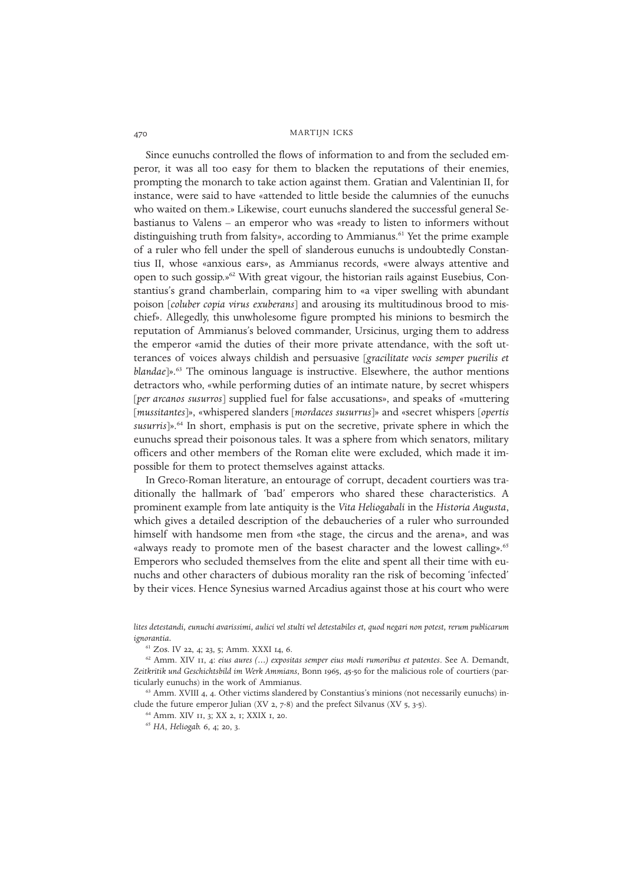Since eunuchs controlled the flows of information to and from the secluded emperor, it was all too easy for them to blacken the reputations of their enemies, prompting the monarch to take action against them. Gratian and Valentinian II, for instance, were said to have «attended to little beside the calumnies of the eunuchs who waited on them.» Likewise, court eunuchs slandered the successful general Sebastianus to Valens – an emperor who was «ready to listen to informers without distinguishing truth from falsity», according to Ammianus.[61] Yet the prime example of a ruler who fell under the spell of slanderous eunuchs is undoubtedly Constantius II, whose «anxious ears», as Ammianus records, «were always attentive and open to such gossip.»[62] With great vigour, the historian rails against Eusebius, Constantius's grand chamberlain, comparing him to «a viper swelling with abundant poison [*coluber copia virus exuberans*] and arousing its multitudinous brood to mischief». Allegedly, this unwholesome figure prompted his minions to besmirch the reputation of Ammianus's beloved commander, Ursicinus, urging them to address the emperor «amid the duties of their more private attendance, with the soft utterances of voices always childish and persuasive [*gracilitate vocis semper puerilis et blandae*]».[63] The ominous language is instructive. Elsewhere, the author mentions detractors who, «while performing duties of an intimate nature, by secret whispers [*per arcanos susurros*] supplied fuel for false accusations», and speaks of «muttering [*mussitantes*]», «whispered slanders [*mordaces susurrus*]» and «secret whispers [*opertis susurris*]».[64] In short, emphasis is put on the secretive, private sphere in which the eunuchs spread their poisonous tales. It was a sphere from which senators, military officers and other members of the Roman elite were excluded, which made it impossible for them to protect themselves against attacks.

In Greco-Roman literature, an entourage of corrupt, decadent courtiers was traditionally the hallmark of 'bad' emperors who shared these characteristics. A prominent example from late antiquity is the *Vita Heliogabali* in the *Historia Augusta*, which gives a detailed description of the debaucheries of a ruler who surrounded himself with handsome men from «the stage, the circus and the arena», and was «always ready to promote men of the basest character and the lowest calling».[65] Emperors who secluded themselves from the elite and spent all their time with eunuchs and other characters of dubious morality ran the risk of becoming 'infected' by their vices. Hence Synesius warned Arcadius against those at his court who were

---

*lites detestandi, eunuchi avarissimi, aulici vel stulti vel detestabiles et, quod negari non potest, rerum publicarum ignorantia.*

[61] Zos. IV 22, 4; 23, 5; Amm. XXXI 14, 6.

[62] Amm. XIV 11, 4: *eius aures (…) expositas semper eius modi rumoribus et patentes*. See A. Demandt, *Zeitkritik und Geschichtsbild im Werk Ammians*, Bonn 1965, 45-50 for the malicious role of courtiers (particularly eunuchs) in the work of Ammianus.

[63] Amm. XVIII 4, 4. Other victims slandered by Constantius's minions (not necessarily eunuchs) include the future emperor Julian (XV 2, 7-8) and the prefect Silvanus (XV 5, 3-5).

[64] Amm. XIV 11, 3; XX 2, 1; XXIX 1, 20.

[65] *HA*, *Heliogab.* 6, 4; 20, 3.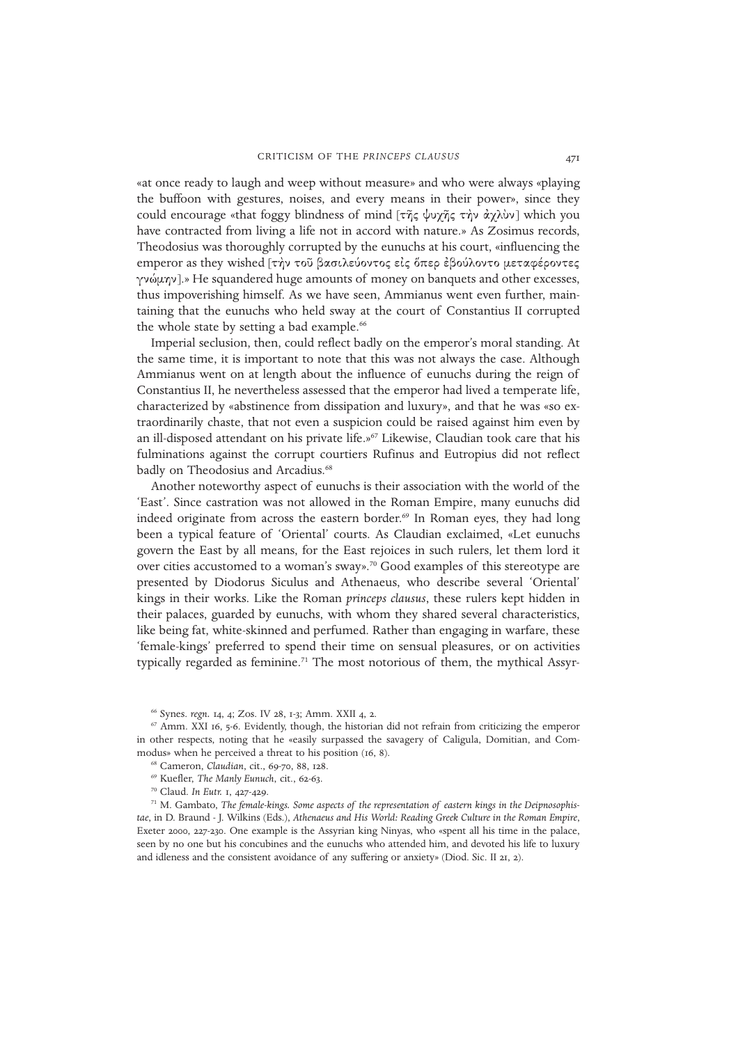«at once ready to laugh and weep without measure» and who were always «playing the buffoon with gestures, noises, and every means in their power», since they could encourage «that foggy blindness of mind [τῆς ψυχῆς τὴν ἀχλὺν] which you have contracted from living a life not in accord with nature.» As Zosimus records, Theodosius was thoroughly corrupted by the eunuchs at his court, «influencing the emperor as they wished [τὴν τοῦ βασιλεύοντος εἰς ὅπερ ἐβούλοντο μεταφέροντες γνώμην].» He squandered huge amounts of money on banquets and other excesses, thus impoverishing himself. As we have seen, Ammianus went even further, maintaining that the eunuchs who held sway at the court of Constantius II corrupted the whole state by setting a bad example.[66]

Imperial seclusion, then, could reflect badly on the emperor's moral standing. At the same time, it is important to note that this was not always the case. Although Ammianus went on at length about the influence of eunuchs during the reign of Constantius II, he nevertheless assessed that the emperor had lived a temperate life, characterized by «abstinence from dissipation and luxury», and that he was «so extraordinarily chaste, that not even a suspicion could be raised against him even by an ill-disposed attendant on his private life.»[67] Likewise, Claudian took care that his fulminations against the corrupt courtiers Rufinus and Eutropius did not reflect badly on Theodosius and Arcadius.[68]

Another noteworthy aspect of eunuchs is their association with the world of the 'East'. Since castration was not allowed in the Roman Empire, many eunuchs did indeed originate from across the eastern border.[69] In Roman eyes, they had long been a typical feature of 'Oriental' courts. As Claudian exclaimed, «Let eunuchs govern the East by all means, for the East rejoices in such rulers, let them lord it over cities accustomed to a woman's sway».[70] Good examples of this stereotype are presented by Diodorus Siculus and Athenaeus, who describe several 'Oriental' kings in their works. Like the Roman *princeps clausus*, these rulers kept hidden in their palaces, guarded by eunuchs, with whom they shared several characteristics, like being fat, white-skinned and perfumed. Rather than engaging in warfare, these 'female-kings' preferred to spend their time on sensual pleasures, or on activities typically regarded as feminine.[71] The most notorious of them, the mythical Assyr-

---

[66] Synes. *regn.* 14, 4; Zos. IV 28, 1-3; Amm. XXII 4, 2.

[67] Amm. XXI 16, 5-6. Evidently, though, the historian did not refrain from criticizing the emperor in other respects, noting that he «easily surpassed the savagery of Caligula, Domitian, and Commodus» when he perceived a threat to his position (16, 8).

[68] Cameron, *Claudian*, cit., 69-70, 88, 128.

[69] Kuefler, *The Manly Eunuch*, cit., 62-63.

[70] Claud. *In Eutr.* 1, 427-429.

[71] M. Gambato, *The female-kings. Some aspects of the representation of eastern kings in the Deipnosophistae*, in D. Braund - J. Wilkins (Eds.), *Athenaeus and His World: Reading Greek Culture in the Roman Empire*, Exeter 2000, 227-230. One example is the Assyrian king Ninyas, who «spent all his time in the palace, seen by no one but his concubines and the eunuchs who attended him, and devoted his life to luxury and idleness and the consistent avoidance of any suffering or anxiety» (Diod. Sic. II 21, 2).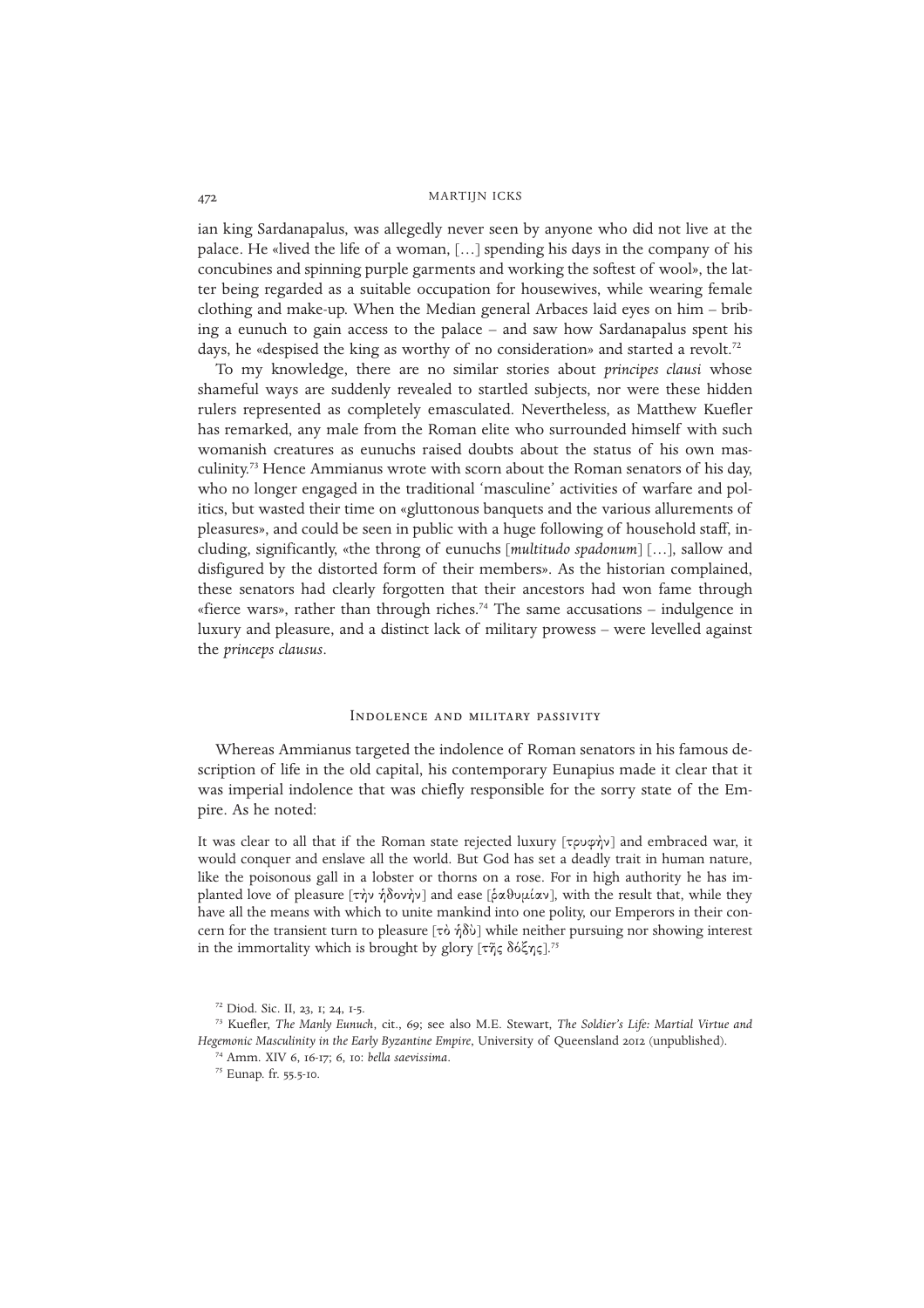ian king Sardanapalus, was allegedly never seen by anyone who did not live at the palace. He «lived the life of a woman, […] spending his days in the company of his concubines and spinning purple garments and working the softest of wool», the latter being regarded as a suitable occupation for housewives, while wearing female clothing and make-up. When the Median general Arbaces laid eyes on him – bribing a eunuch to gain access to the palace – and saw how Sardanapalus spent his days, he «despised the king as worthy of no consideration» and started a revolt.[72]

To my knowledge, there are no similar stories about *principes clausi* whose shameful ways are suddenly revealed to startled subjects, nor were these hidden rulers represented as completely emasculated. Nevertheless, as Matthew Kuefler has remarked, any male from the Roman elite who surrounded himself with such womanish creatures as eunuchs raised doubts about the status of his own masculinity.[73] Hence Ammianus wrote with scorn about the Roman senators of his day, who no longer engaged in the traditional 'masculine' activities of warfare and politics, but wasted their time on «gluttonous banquets and the various allurements of pleasures», and could be seen in public with a huge following of household staff, including, significantly, «the throng of eunuchs [*multitudo spadonum*] […], sallow and disfigured by the distorted form of their members». As the historian complained, these senators had clearly forgotten that their ancestors had won fame through «fierce wars», rather than through riches.[74] The same accusations – indulgence in luxury and pleasure, and a distinct lack of military prowess – were levelled against the *princeps clausus*.

## Indolence and military passivity

Whereas Ammianus targeted the indolence of Roman senators in his famous description of life in the old capital, his contemporary Eunapius made it clear that it was imperial indolence that was chiefly responsible for the sorry state of the Empire. As he noted:

It was clear to all that if the Roman state rejected luxury [τρυφὴν] and embraced war, it would conquer and enslave all the world. But God has set a deadly trait in human nature, like the poisonous gall in a lobster or thorns on a rose. For in high authority he has implanted love of pleasure [τὴν ἡδονὴν] and ease [ῥαθυμίαν], with the result that, while they have all the means with which to unite mankind into one polity, our Emperors in their concern for the transient turn to pleasure [τὸ ἡδὺ] while neither pursuing nor showing interest in the immortality which is brought by glory [τῆς δόξης].[75]

[72] Diod. Sic. II, 23, 1; 24, 1-5.

[73] Kuefler, *The Manly Eunuch*, cit., 69; see also M.E. Stewart, *The Soldier's Life: Martial Virtue and Hegemonic Masculinity in the Early Byzantine Empire*, University of Queensland 2012 (unpublished).

[74] Amm. XIV 6, 16-17; 6, 10: *bella saevissima*.

[75] Eunap. fr. 55.5-10.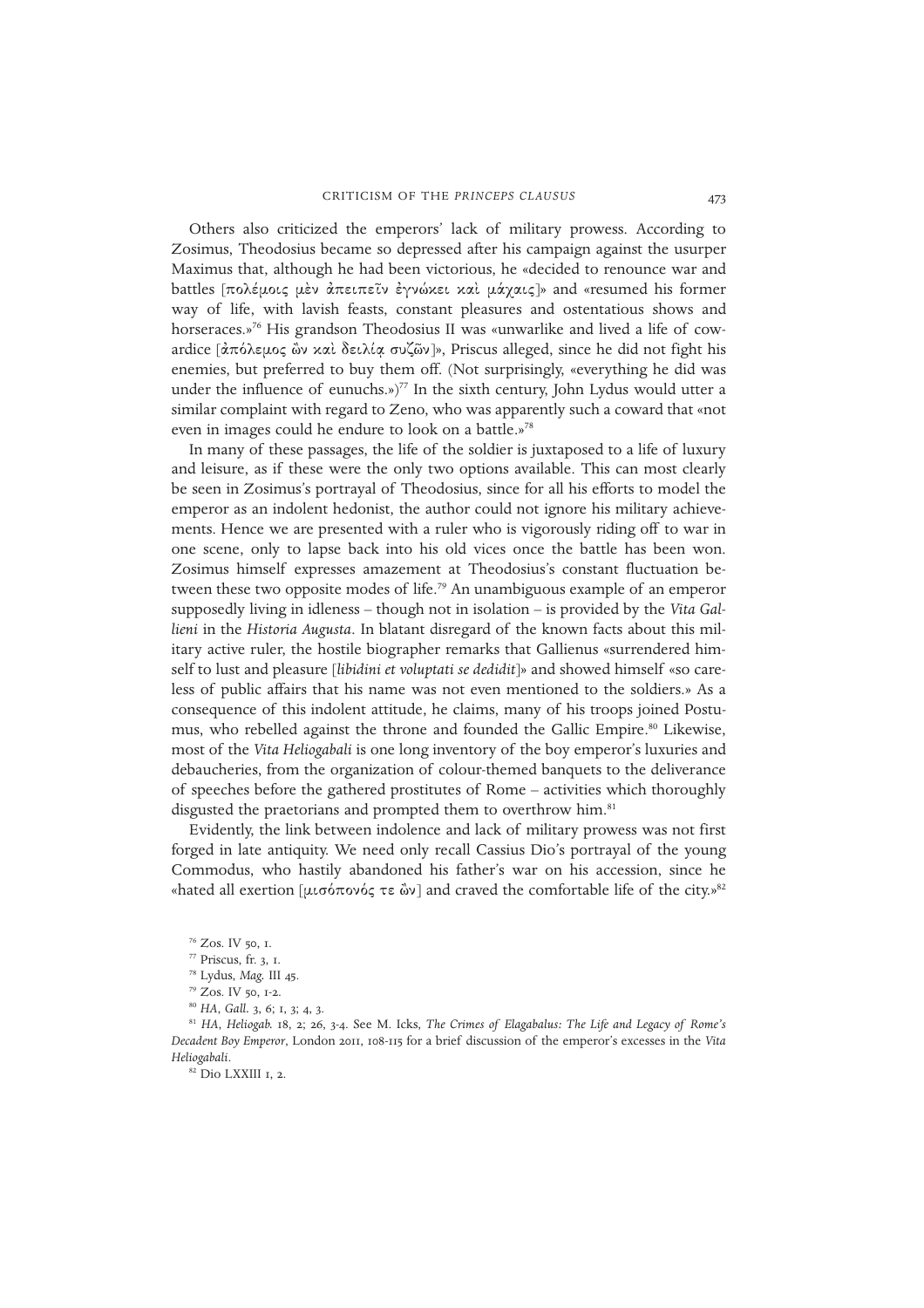Others also criticized the emperors' lack of military prowess. According to Zosimus, Theodosius became so depressed after his campaign against the usurper Maximus that, although he had been victorious, he «decided to renounce war and battles [πολέμοις μὲν ἀπειπεῖν ἐγνώκει καὶ μάχαις]» and «resumed his former way of life, with lavish feasts, constant pleasures and ostentatious shows and horseraces.»[76] His grandson Theodosius II was «unwarlike and lived a life of cowardice [ἀπόλεμος ὢν καὶ δειλίᾳ συζῶν]», Priscus alleged, since he did not fight his enemies, but preferred to buy them off. (Not surprisingly, «everything he did was under the influence of eunuchs.»)[77] In the sixth century, John Lydus would utter a similar complaint with regard to Zeno, who was apparently such a coward that «not even in images could he endure to look on a battle.»[78]

In many of these passages, the life of the soldier is juxtaposed to a life of luxury and leisure, as if these were the only two options available. This can most clearly be seen in Zosimus's portrayal of Theodosius, since for all his efforts to model the emperor as an indolent hedonist, the author could not ignore his military achievements. Hence we are presented with a ruler who is vigorously riding off to war in one scene, only to lapse back into his old vices once the battle has been won. Zosimus himself expresses amazement at Theodosius's constant fluctuation between these two opposite modes of life.[79] An unambiguous example of an emperor supposedly living in idleness – though not in isolation – is provided by the *Vita Gallieni* in the *Historia Augusta*. In blatant disregard of the known facts about this military active ruler, the hostile biographer remarks that Gallienus «surrendered himself to lust and pleasure [*libidini et voluptati se dedidit*]» and showed himself «so careless of public affairs that his name was not even mentioned to the soldiers.» As a consequence of this indolent attitude, he claims, many of his troops joined Postumus, who rebelled against the throne and founded the Gallic Empire.[80] Likewise, most of the *Vita Heliogabali* is one long inventory of the boy emperor's luxuries and debaucheries, from the organization of colour-themed banquets to the deliverance of speeches before the gathered prostitutes of Rome – activities which thoroughly disgusted the praetorians and prompted them to overthrow him.[81]

Evidently, the link between indolence and lack of military prowess was not first forged in late antiquity. We need only recall Cassius Dio's portrayal of the young Commodus, who hastily abandoned his father's war on his accession, since he «hated all exertion [μισόπονός τε ὢν] and craved the comfortable life of the city.»[82]

[76] Zos. IV 50, 1.

[77] Priscus, fr. 3, 1.

[78] Lydus, *Mag.* III 45.

[79] Zos. IV 50, 1-2.

[80] *HA*, *Gall.* 3, 6; 1, 3; 4, 3.

[81] *HA*, *Heliogab.* 18, 2; 26, 3-4. See M. Icks, *The Crimes of Elagabalus: The Life and Legacy of Rome's Decadent Boy Emperor*, London 2011, 108-115 for a brief discussion of the emperor's excesses in the *Vita Heliogabali*.

[82] Dio LXXIII 1, 2.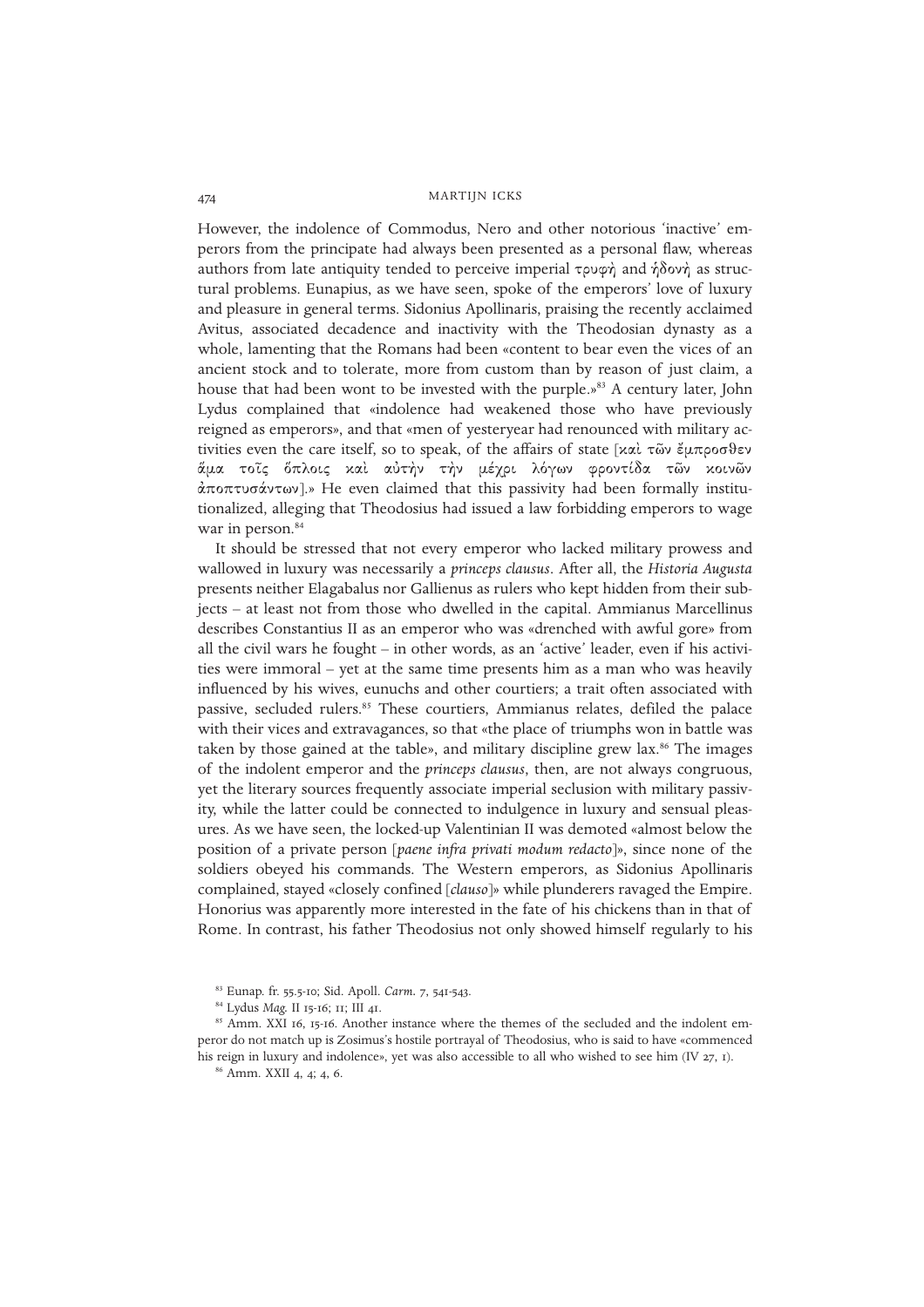However, the indolence of Commodus, Nero and other notorious 'inactive' emperors from the principate had always been presented as a personal flaw, whereas authors from late antiquity tended to perceive imperial τρυφὴ and ἡδονὴ as structural problems. Eunapius, as we have seen, spoke of the emperors' love of luxury and pleasure in general terms. Sidonius Apollinaris, praising the recently acclaimed Avitus, associated decadence and inactivity with the Theodosian dynasty as a whole, lamenting that the Romans had been «content to bear even the vices of an ancient stock and to tolerate, more from custom than by reason of just claim, a house that had been wont to be invested with the purple.»[83] A century later, John Lydus complained that «indolence had weakened those who have previously reigned as emperors», and that «men of yesteryear had renounced with military activities even the care itself, so to speak, of the affairs of state [καὶ τῶν ἔμπροσθεν ἅμα τοῖς ὅπλοις καὶ αὐτὴν τὴν μέχρι λόγων φροντίδα τῶν κοινῶν ἀποπτυσάντων].» He even claimed that this passivity had been formally institutionalized, alleging that Theodosius had issued a law forbidding emperors to wage war in person.[84]

It should be stressed that not every emperor who lacked military prowess and wallowed in luxury was necessarily a *princeps clausus*. After all, the *Historia Augusta* presents neither Elagabalus nor Gallienus as rulers who kept hidden from their subjects – at least not from those who dwelled in the capital. Ammianus Marcellinus describes Constantius II as an emperor who was «drenched with awful gore» from all the civil wars he fought – in other words, as an 'active' leader, even if his activities were immoral – yet at the same time presents him as a man who was heavily influenced by his wives, eunuchs and other courtiers; a trait often associated with passive, secluded rulers.[85] These courtiers, Ammianus relates, defiled the palace with their vices and extravagances, so that «the place of triumphs won in battle was taken by those gained at the table», and military discipline grew lax.[86] The images of the indolent emperor and the *princeps clausus*, then, are not always congruous, yet the literary sources frequently associate imperial seclusion with military passivity, while the latter could be connected to indulgence in luxury and sensual pleasures. As we have seen, the locked-up Valentinian II was demoted «almost below the position of a private person [*paene infra privati modum redacto*]», since none of the soldiers obeyed his commands. The Western emperors, as Sidonius Apollinaris complained, stayed «closely confined [*clauso*]» while plunderers ravaged the Empire. Honorius was apparently more interested in the fate of his chickens than in that of Rome. In contrast, his father Theodosius not only showed himself regularly to his

[83] Eunap. fr. 55.5-10; Sid. Apoll. *Carm*. 7, 541-543.

[84] Lydus *Mag*. II 15-16; 11; III 41.

[85] Amm. XXI 16, 15-16. Another instance where the themes of the secluded and the indolent emperor do not match up is Zosimus's hostile portrayal of Theodosius, who is said to have «commenced his reign in luxury and indolence», yet was also accessible to all who wished to see him (IV 27, 1).

[86] Amm. XXII 4, 4; 4, 6.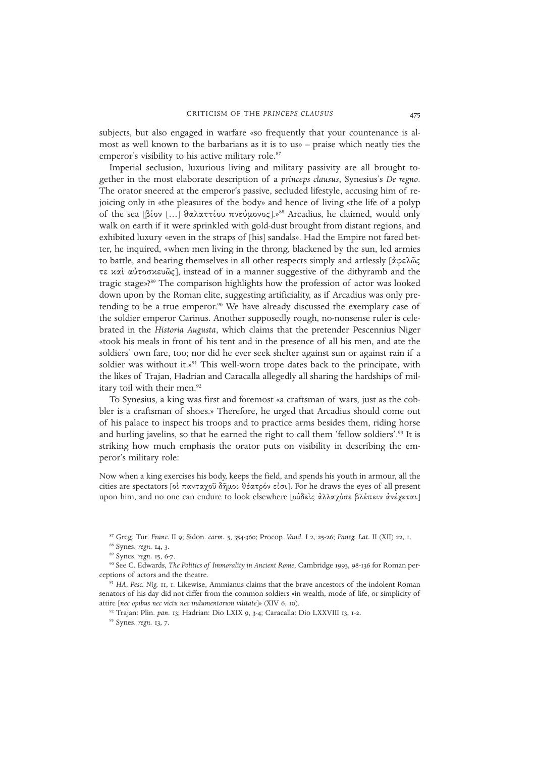subjects, but also engaged in warfare «so frequently that your countenance is almost as well known to the barbarians as it is to us» – praise which neatly ties the emperor's visibility to his active military role.[87]

Imperial seclusion, luxurious living and military passivity are all brought together in the most elaborate description of a *princeps clausus*, Synesius's *De regno*. The orator sneered at the emperor's passive, secluded lifestyle, accusing him of rejoicing only in «the pleasures of the body» and hence of living «the life of a polyp of the sea [βίον […] θαλαττίου πνεύμονος].»[88] Arcadius, he claimed, would only walk on earth if it were sprinkled with gold-dust brought from distant regions, and exhibited luxury «even in the straps of [his] sandals». Had the Empire not fared better, he inquired, «when men living in the throng, blackened by the sun, led armies to battle, and bearing themselves in all other respects simply and artlessly [ἀφελῶς τε καὶ αὐτοσκευῶς], instead of in a manner suggestive of the dithyramb and the tragic stage»?[89] The comparison highlights how the profession of actor was looked down upon by the Roman elite, suggesting artificiality, as if Arcadius was only pretending to be a true emperor.[90] We have already discussed the exemplary case of the soldier emperor Carinus. Another supposedly rough, no-nonsense ruler is celebrated in the *Historia Augusta*, which claims that the pretender Pescennius Niger «took his meals in front of his tent and in the presence of all his men, and ate the soldiers' own fare, too; nor did he ever seek shelter against sun or against rain if a soldier was without it.»[91] This well-worn trope dates back to the principate, with the likes of Trajan, Hadrian and Caracalla allegedly all sharing the hardships of military toil with their men.[92]

To Synesius, a king was first and foremost «a craftsman of wars, just as the cobbler is a craftsman of shoes.» Therefore, he urged that Arcadius should come out of his palace to inspect his troops and to practice arms besides them, riding horse and hurling javelins, so that he earned the right to call them 'fellow soldiers'.[93] It is striking how much emphasis the orator puts on visibility in describing the emperor's military role:

Now when a king exercises his body, keeps the field, and spends his youth in armour, all the cities are spectators [οἱ πανταχοῦ δῆμοι θέατρόν εἰσι]. For he draws the eyes of all present upon him, and no one can endure to look elsewhere [οὐδεὶς ἀλλαχόσε βλέπειν ἀνέχεται]

[87] Greg. Tur. *Franc.* II 9; Sidon. *carm.* 5, 354-360; Procop. *Vand.* I 2, 25-26; *Paneg. Lat.* II (XII) 22, 1.

[88] Synes. *regn.* 14, 3.

[89] Synes. *regn.* 15, 6-7.

[90] See C. Edwards, *The Politics of Immorality in Ancient Rome*, Cambridge 1993, 98-136 for Roman perceptions of actors and the theatre.

[91] *HA*, *Pesc. Nig.* 11, 1. Likewise, Ammianus claims that the brave ancestors of the indolent Roman senators of his day did not differ from the common soldiers «in wealth, mode of life, or simplicity of attire [*nec opibus nec victu nec indumentorum vilitate*]» (XIV 6, 10).

[92] Trajan: Plin. *pan.* 13; Hadrian: Dio LXIX 9, 3-4; Caracalla: Dio LXXVIII 13, 1-2.

[93] Synes. *regn.* 13, 7.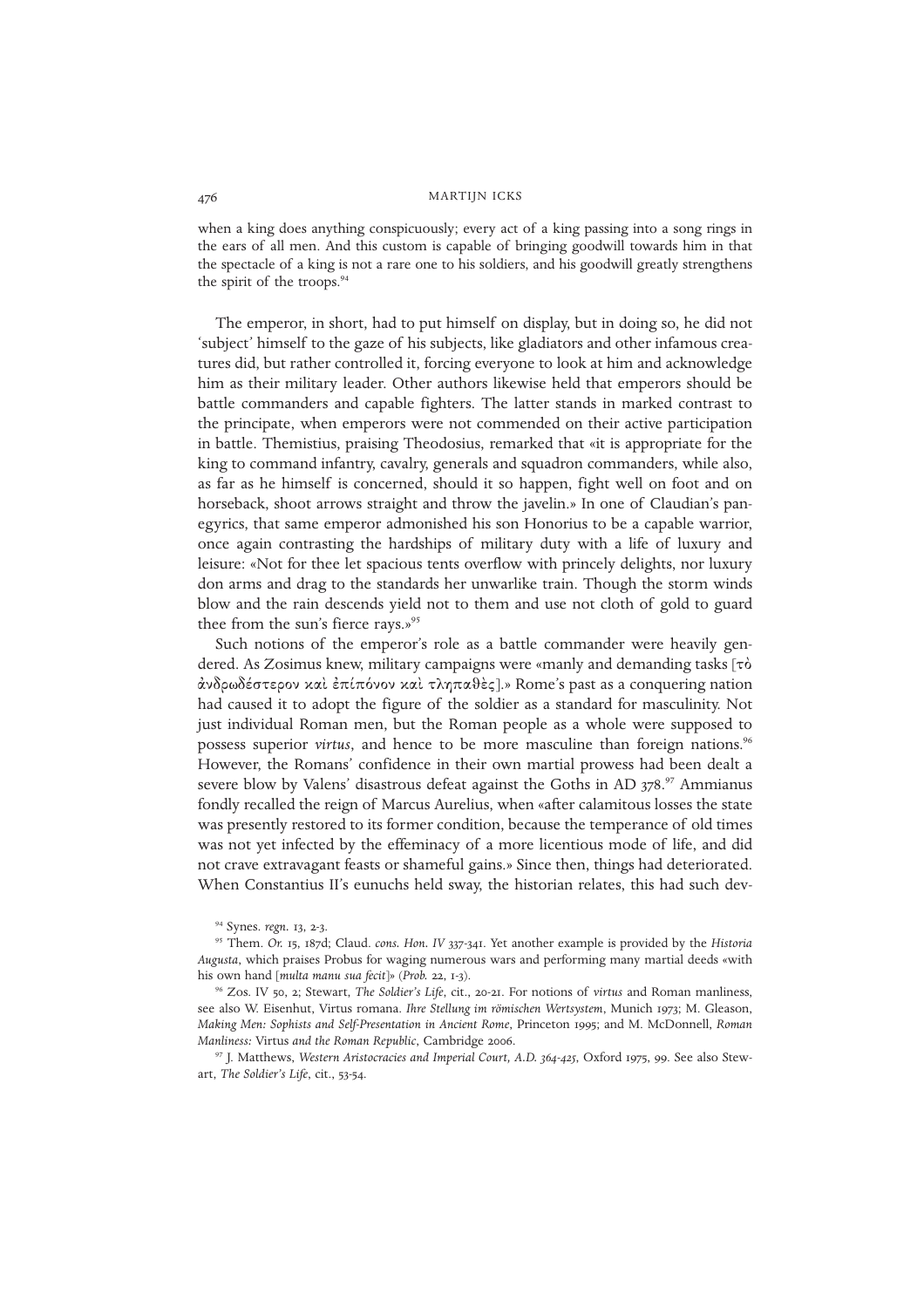when a king does anything conspicuously; every act of a king passing into a song rings in the ears of all men. And this custom is capable of bringing goodwill towards him in that the spectacle of a king is not a rare one to his soldiers, and his goodwill greatly strengthens the spirit of the troops.[94]

The emperor, in short, had to put himself on display, but in doing so, he did not 'subject' himself to the gaze of his subjects, like gladiators and other infamous creatures did, but rather controlled it, forcing everyone to look at him and acknowledge him as their military leader. Other authors likewise held that emperors should be battle commanders and capable fighters. The latter stands in marked contrast to the principate, when emperors were not commended on their active participation in battle. Themistius, praising Theodosius, remarked that «it is appropriate for the king to command infantry, cavalry, generals and squadron commanders, while also, as far as he himself is concerned, should it so happen, fight well on foot and on horseback, shoot arrows straight and throw the javelin.» In one of Claudian's panegyrics, that same emperor admonished his son Honorius to be a capable warrior, once again contrasting the hardships of military duty with a life of luxury and leisure: «Not for thee let spacious tents overflow with princely delights, nor luxury don arms and drag to the standards her unwarlike train. Though the storm winds blow and the rain descends yield not to them and use not cloth of gold to guard thee from the sun's fierce rays.»[95]

Such notions of the emperor's role as a battle commander were heavily gendered. As Zosimus knew, military campaigns were «manly and demanding tasks [τὸ ἀνδρωδέστερον καὶ ἐπίπόνον καὶ τληπαθὲς].» Rome's past as a conquering nation had caused it to adopt the figure of the soldier as a standard for masculinity. Not just individual Roman men, but the Roman people as a whole were supposed to possess superior *virtus*, and hence to be more masculine than foreign nations.[96] However, the Romans' confidence in their own martial prowess had been dealt a severe blow by Valens' disastrous defeat against the Goths in AD 378.[97] Ammianus fondly recalled the reign of Marcus Aurelius, when «after calamitous losses the state was presently restored to its former condition, because the temperance of old times was not yet infected by the effeminacy of a more licentious mode of life, and did not crave extravagant feasts or shameful gains.» Since then, things had deteriorated. When Constantius II's eunuchs held sway, the historian relates, this had such dev-

[94] Synes. *regn.* 13, 2-3.

[95] Them. *Or.* 15, 187d; Claud. *cons. Hon. IV* 337-341. Yet another example is provided by the *Historia Augusta*, which praises Probus for waging numerous wars and performing many martial deeds «with his own hand [*multa manu sua fecit*]» (*Prob.* 22, 1-3).

[96] Zos. IV 50, 2; Stewart, *The Soldier's Life*, cit., 20-21. For notions of *virtus* and Roman manliness, see also W. Eisenhut, Virtus romana. *Ihre Stellung im römischen Wertsystem*, Munich 1973; M. Gleason, *Making Men: Sophists and Self-Presentation in Ancient Rome*, Princeton 1995; and M. McDonnell, *Roman Manliness:* Virtus *and the Roman Republic*, Cambridge 2006.

[97] J. Matthews, *Western Aristocracies and Imperial Court, A.D. 364-425*, Oxford 1975, 99. See also Stewart, *The Soldier's Life*, cit., 53-54.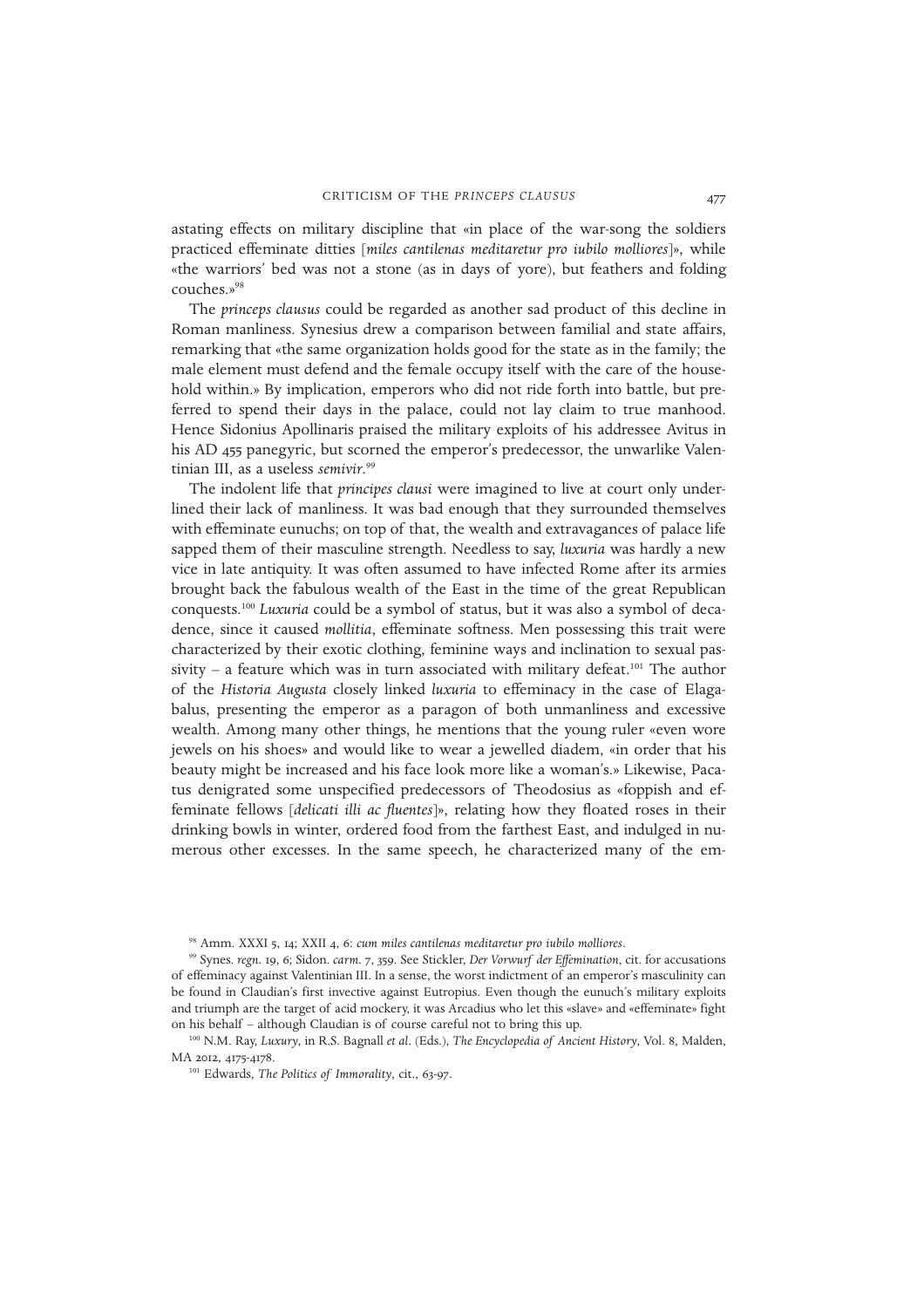astating effects on military discipline that «in place of the war-song the soldiers practiced effeminate ditties [*miles cantilenas meditaretur pro iubilo molliores*]», while «the warriors' bed was not a stone (as in days of yore), but feathers and folding couches.»[98]

The *princeps clausus* could be regarded as another sad product of this decline in Roman manliness. Synesius drew a comparison between familial and state affairs, remarking that «the same organization holds good for the state as in the family; the male element must defend and the female occupy itself with the care of the household within.» By implication, emperors who did not ride forth into battle, but preferred to spend their days in the palace, could not lay claim to true manhood. Hence Sidonius Apollinaris praised the military exploits of his addressee Avitus in his AD 455 panegyric, but scorned the emperor's predecessor, the unwarlike Valentinian III, as a useless *semivir*.[99]

The indolent life that *principes clausi* were imagined to live at court only underlined their lack of manliness. It was bad enough that they surrounded themselves with effeminate eunuchs; on top of that, the wealth and extravagances of palace life sapped them of their masculine strength. Needless to say, *luxuria* was hardly a new vice in late antiquity. It was often assumed to have infected Rome after its armies brought back the fabulous wealth of the East in the time of the great Republican conquests.[100] *Luxuria* could be a symbol of status, but it was also a symbol of decadence, since it caused *mollitia*, effeminate softness. Men possessing this trait were characterized by their exotic clothing, feminine ways and inclination to sexual passivity – a feature which was in turn associated with military defeat.[101] The author of the *Historia Augusta* closely linked *luxuria* to effeminacy in the case of Elagabalus, presenting the emperor as a paragon of both unmanliness and excessive wealth. Among many other things, he mentions that the young ruler «even wore jewels on his shoes» and would like to wear a jewelled diadem, «in order that his beauty might be increased and his face look more like a woman's.» Likewise, Pacatus denigrated some unspecified predecessors of Theodosius as «foppish and effeminate fellows [*delicati illi ac fluentes*]», relating how they floated roses in their drinking bowls in winter, ordered food from the farthest East, and indulged in numerous other excesses. In the same speech, he characterized many of the em-

---

[98] Amm. XXXI 5, 14; XXII 4, 6: *cum miles cantilenas meditaretur pro iubilo molliores*.

[99] Synes. *regn*. 19, 6; Sidon. *carm*. 7, 359. See Stickler, *Der Vorwurf der Effemination*, cit. for accusations of effeminacy against Valentinian III. In a sense, the worst indictment of an emperor's masculinity can be found in Claudian's first invective against Eutropius. Even though the eunuch's military exploits and triumph are the target of acid mockery, it was Arcadius who let this «slave» and «effeminate» fight on his behalf – although Claudian is of course careful not to bring this up.

[100] N.M. Ray, *Luxury*, in R.S. Bagnall *et al*. (Eds.), *The Encyclopedia of Ancient History*, Vol. 8, Malden, MA 2012, 4175-4178.

[101] Edwards, *The Politics of Immorality*, cit., 63-97.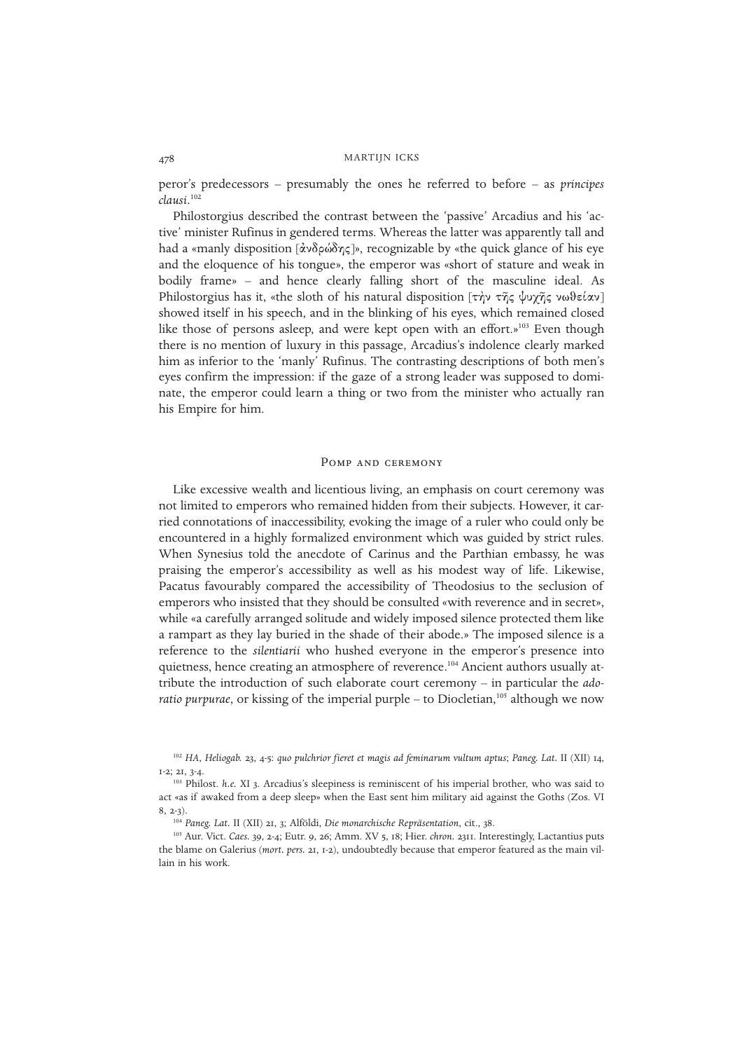peror's predecessors – presumably the ones he referred to before – as *principes clausi*.[102]

Philostorgius described the contrast between the 'passive' Arcadius and his 'active' minister Rufinus in gendered terms. Whereas the latter was apparently tall and had a «manly disposition [ἀνδρώδης]», recognizable by «the quick glance of his eye and the eloquence of his tongue», the emperor was «short of stature and weak in bodily frame» – and hence clearly falling short of the masculine ideal. As Philostorgius has it, «the sloth of his natural disposition [τὴν τῆς ψυχῆς νωθείαν] showed itself in his speech, and in the blinking of his eyes, which remained closed like those of persons asleep, and were kept open with an effort.»[103] Even though there is no mention of luxury in this passage, Arcadius's indolence clearly marked him as inferior to the 'manly' Rufinus. The contrasting descriptions of both men's eyes confirm the impression: if the gaze of a strong leader was supposed to dominate, the emperor could learn a thing or two from the minister who actually ran his Empire for him.

## Pomp and ceremony

Like excessive wealth and licentious living, an emphasis on court ceremony was not limited to emperors who remained hidden from their subjects. However, it carried connotations of inaccessibility, evoking the image of a ruler who could only be encountered in a highly formalized environment which was guided by strict rules. When Synesius told the anecdote of Carinus and the Parthian embassy, he was praising the emperor's accessibility as well as his modest way of life. Likewise, Pacatus favourably compared the accessibility of Theodosius to the seclusion of emperors who insisted that they should be consulted «with reverence and in secret», while «a carefully arranged solitude and widely imposed silence protected them like a rampart as they lay buried in the shade of their abode.» The imposed silence is a reference to the *silentiarii* who hushed everyone in the emperor's presence into quietness, hence creating an atmosphere of reverence.[104] Ancient authors usually attribute the introduction of such elaborate court ceremony – in particular the *adoratio purpurae*, or kissing of the imperial purple – to Diocletian,[105] although we now

[102] *HA*, *Heliogab.* 23, 4-5: *quo pulchrior fieret et magis ad feminarum vultum aptus*; *Paneg. Lat.* II (XII) 14, 1-2; 21, 3-4.

[103] Philost. *h.e.* XI 3. Arcadius's sleepiness is reminiscent of his imperial brother, who was said to act «as if awaked from a deep sleep» when the East sent him military aid against the Goths (Zos. VI 8, 2-3).

[104] *Paneg. Lat.* II (XII) 21, 3; Alföldi, *Die monarchische Repräsentation*, cit., 38.

[105] Aur. Vict. *Caes.* 39, 2-4; Eutr. 9, 26; Amm. XV 5, 18; Hier. *chron.* 2311. Interestingly, Lactantius puts the blame on Galerius (*mort. pers.* 21, 1-2), undoubtedly because that emperor featured as the main villain in his work.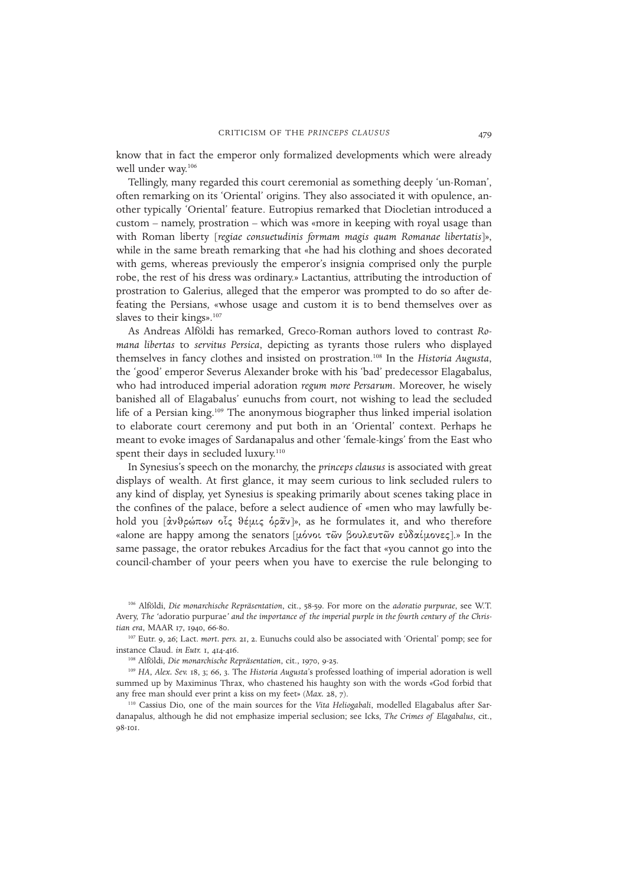know that in fact the emperor only formalized developments which were already well under way.[106]

Tellingly, many regarded this court ceremonial as something deeply 'un-Roman', often remarking on its 'Oriental' origins. They also associated it with opulence, another typically 'Oriental' feature. Eutropius remarked that Diocletian introduced a custom – namely, prostration – which was «more in keeping with royal usage than with Roman liberty [*regiae consuetudinis formam magis quam Romanae libertatis*]», while in the same breath remarking that «he had his clothing and shoes decorated with gems, whereas previously the emperor's insignia comprised only the purple robe, the rest of his dress was ordinary.» Lactantius, attributing the introduction of prostration to Galerius, alleged that the emperor was prompted to do so after defeating the Persians, «whose usage and custom it is to bend themselves over as slaves to their kings».[107]

As Andreas Alföldi has remarked, Greco-Roman authors loved to contrast *Romana libertas* to *servitus Persica*, depicting as tyrants those rulers who displayed themselves in fancy clothes and insisted on prostration.[108] In the *Historia Augusta*, the 'good' emperor Severus Alexander broke with his 'bad' predecessor Elagabalus, who had introduced imperial adoration *regum more Persarum*. Moreover, he wisely banished all of Elagabalus' eunuchs from court, not wishing to lead the secluded life of a Persian king.[109] The anonymous biographer thus linked imperial isolation to elaborate court ceremony and put both in an 'Oriental' context. Perhaps he meant to evoke images of Sardanapalus and other 'female-kings' from the East who spent their days in secluded luxury.[110]

In Synesius's speech on the monarchy, the *princeps clausus* is associated with great displays of wealth. At first glance, it may seem curious to link secluded rulers to any kind of display, yet Synesius is speaking primarily about scenes taking place in the confines of the palace, before a select audience of «men who may lawfully behold you [ἀνθρώπων οἷς θέμις ὁρᾶν]», as he formulates it, and who therefore «alone are happy among the senators [μόνοι τῶν βουλευτῶν εὐδαίμονες].» In the same passage, the orator rebukes Arcadius for the fact that «you cannot go into the council-chamber of your peers when you have to exercise the rule belonging to

---

[106] Alföldi, *Die monarchische Repräsentation*, cit., 58-59. For more on the *adoratio purpurae*, see W.T. Avery, *The 'adoratio purpurae' and the importance of the imperial purple in the fourth century of the Christian era*, MAAR 17, 1940, 66-80.

[107] Eutr. 9, 26; Lact. *mort. pers.* 21, 2. Eunuchs could also be associated with 'Oriental' pomp; see for instance Claud. *in Eutr.* 1, 414-416.

[108] Alföldi, *Die monarchische Repräsentation*, cit., 1970, 9-25.

[109] *HA*, *Alex. Sev.* 18, 3; 66, 3. The *Historia Augusta*'s professed loathing of imperial adoration is well summed up by Maximinus Thrax, who chastened his haughty son with the words «God forbid that any free man should ever print a kiss on my feet» (*Max.* 28, 7).

[110] Cassius Dio, one of the main sources for the *Vita Heliogabali*, modelled Elagabalus after Sardanapalus, although he did not emphasize imperial seclusion; see Icks, *The Crimes of Elagabalus*, cit., 98-101.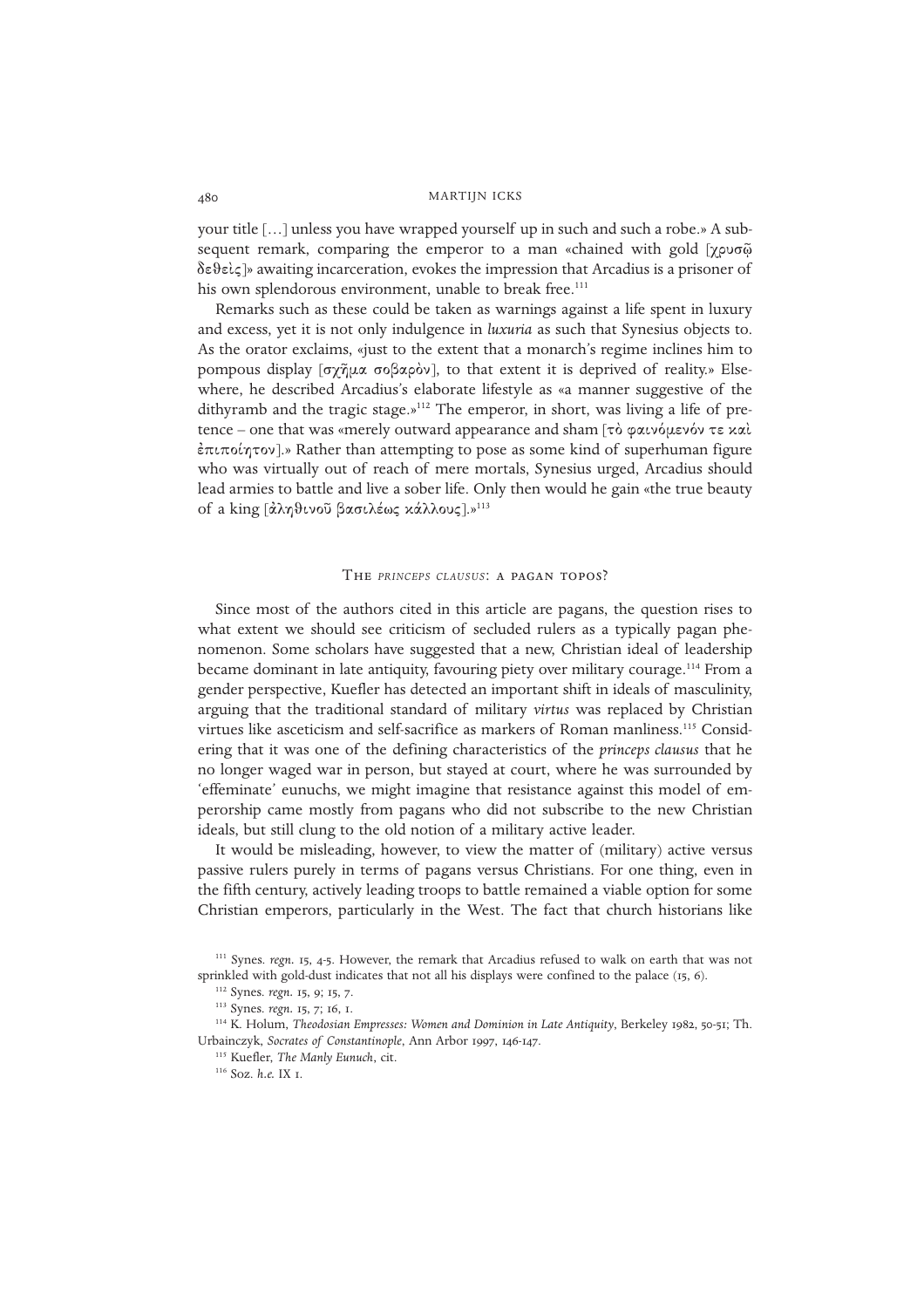your title […] unless you have wrapped yourself up in such and such a robe.» A subsequent remark, comparing the emperor to a man «chained with gold [χρυσῷ δεθεὶς]» awaiting incarceration, evokes the impression that Arcadius is a prisoner of his own splendorous environment, unable to break free.[111]

Remarks such as these could be taken as warnings against a life spent in luxury and excess, yet it is not only indulgence in *luxuria* as such that Synesius objects to. As the orator exclaims, «just to the extent that a monarch's regime inclines him to pompous display [σχῆμα σοβαρὸν], to that extent it is deprived of reality.» Elsewhere, he described Arcadius's elaborate lifestyle as «a manner suggestive of the dithyramb and the tragic stage.»[112] The emperor, in short, was living a life of pretence – one that was «merely outward appearance and sham [τὸ φαινόμενόν τε καὶ ἐπιποίητον].» Rather than attempting to pose as some kind of superhuman figure who was virtually out of reach of mere mortals, Synesius urged, Arcadius should lead armies to battle and live a sober life. Only then would he gain «the true beauty of a king [ἀληθινοῦ βασιλέως κάλλους].»[113]

## The *princeps clausus*: a pagan topos?

Since most of the authors cited in this article are pagans, the question rises to what extent we should see criticism of secluded rulers as a typically pagan phenomenon. Some scholars have suggested that a new, Christian ideal of leadership became dominant in late antiquity, favouring piety over military courage.[114] From a gender perspective, Kuefler has detected an important shift in ideals of masculinity, arguing that the traditional standard of military *virtus* was replaced by Christian virtues like asceticism and self-sacrifice as markers of Roman manliness.[115] Considering that it was one of the defining characteristics of the *princeps clausus* that he no longer waged war in person, but stayed at court, where he was surrounded by 'effeminate' eunuchs, we might imagine that resistance against this model of emperorship came mostly from pagans who did not subscribe to the new Christian ideals, but still clung to the old notion of a military active leader.

It would be misleading, however, to view the matter of (military) active versus passive rulers purely in terms of pagans versus Christians. For one thing, even in the fifth century, actively leading troops to battle remained a viable option for some Christian emperors, particularly in the West. The fact that church historians like

[111] Synes. *regn.* 15, 4-5. However, the remark that Arcadius refused to walk on earth that was not sprinkled with gold-dust indicates that not all his displays were confined to the palace (15, 6).

[112] Synes. *regn.* 15, 9; 15, 7.

[113] Synes. *regn.* 15, 7; 16, 1.

[114] K. Holum, *Theodosian Empresses: Women and Dominion in Late Antiquity*, Berkeley 1982, 50-51; Th. Urbainczyk, *Socrates of Constantinople*, Ann Arbor 1997, 146-147.

[115] Kuefler, *The Manly Eunuch*, cit.

[116] Soz. *h.e.* IX 1.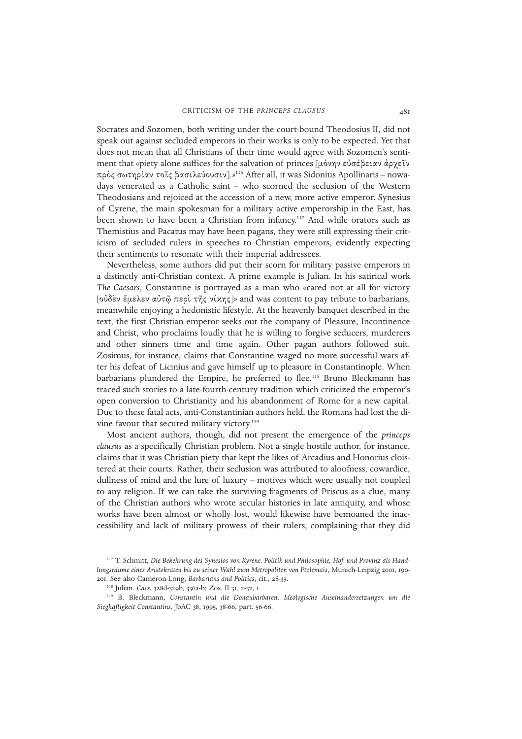Socrates and Sozomen, both writing under the court-bound Theodosius II, did not speak out against secluded emperors in their works is only to be expected. Yet that does not mean that all Christians of their time would agree with Sozomen's sentiment that «piety alone suffices for the salvation of princes [μόνην εὐσέβειαν ἀρχεῖν πρὸς σωτηρίαν τοῖς βασιλεύουσιν].»[116] After all, it was Sidonius Apollinaris – nowadays venerated as a Catholic saint – who scorned the seclusion of the Western Theodosians and rejoiced at the accession of a new, more active emperor. Synesius of Cyrene, the main spokesman for a military active emperorship in the East, has been shown to have been a Christian from infancy.[117] And while orators such as Themistius and Pacatus may have been pagans, they were still expressing their criticism of secluded rulers in speeches to Christian emperors, evidently expecting their sentiments to resonate with their imperial addressees.

Nevertheless, some authors did put their scorn for military passive emperors in a distinctly anti-Christian context. A prime example is Julian. In his satirical work *The Caesars*, Constantine is portrayed as a man who «cared not at all for victory [οὐδὲν ἔμελεν αὐτῷ περὶ τῆς νίκης]» and was content to pay tribute to barbarians, meanwhile enjoying a hedonistic lifestyle. At the heavenly banquet described in the text, the first Christian emperor seeks out the company of Pleasure, Incontinence and Christ, who proclaims loudly that he is willing to forgive seducers, murderers and other sinners time and time again. Other pagan authors followed suit. Zosimus, for instance, claims that Constantine waged no more successful wars after his defeat of Licinius and gave himself up to pleasure in Constantinople. When barbarians plundered the Empire, he preferred to flee.[118] Bruno Bleckmann has traced such stories to a late-fourth-century tradition which criticized the emperor's open conversion to Christianity and his abandonment of Rome for a new capital. Due to these fatal acts, anti-Constantinian authors held, the Romans had lost the divine favour that secured military victory.[119]

Most ancient authors, though, did not present the emergence of the *princeps clausus* as a specifically Christian problem. Not a single hostile author, for instance, claims that it was Christian piety that kept the likes of Arcadius and Honorius cloistered at their courts. Rather, their seclusion was attributed to aloofness, cowardice, dullness of mind and the lure of luxury – motives which were usually not coupled to any religion. If we can take the surviving fragments of Priscus as a clue, many of the Christian authors who wrote secular histories in late antiquity, and whose works have been almost or wholly lost, would likewise have bemoaned the inaccessibility and lack of military prowess of their rulers, complaining that they did

---

[117] T. Schmitt, *Die Bekehrung des Synesios von Kyrene. Politik und Philosophie, Hof und Provinz als Handlungsräume eines Aristokraten bis zu seiner Wahl zum Metropoliten von Ptolemaïs*, Munich-Leipzig 2001, 190-201. See also Cameron-Long, *Barbarians and Politics*, cit., 28-35.

[118] Julian. *Caes.* 328d-329b, 336a-b; Zos. II 31, 2-32, 1.

[119] B. Bleckmann, *Constantin und die Donaubarbaren. Ideologische Auseinandersetzungen um die Sieghaftigkeit Constantins*, JbAC 38, 1995, 38-66, part. 56-66.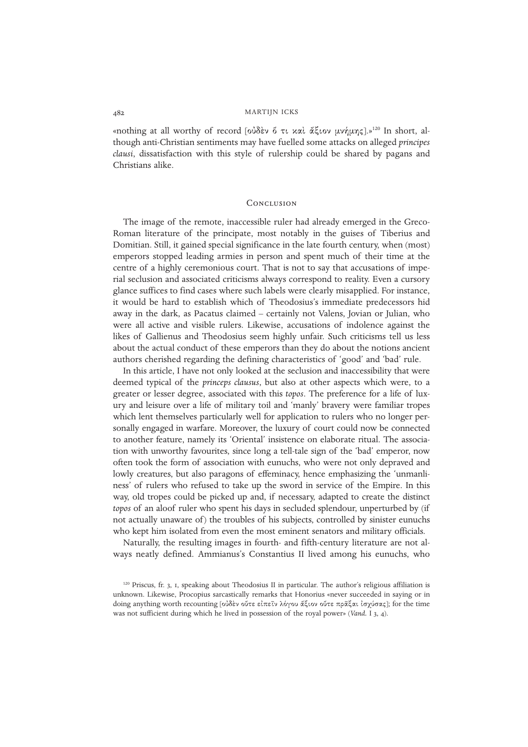«nothing at all worthy of record [οὐδὲν ὅ τι καὶ ἄξιον μνήμης].»[120] In short, although anti-Christian sentiments may have fuelled some attacks on alleged *principes clausi*, dissatisfaction with this style of rulership could be shared by pagans and Christians alike.

## Conclusion

The image of the remote, inaccessible ruler had already emerged in the Greco-Roman literature of the principate, most notably in the guises of Tiberius and Domitian. Still, it gained special significance in the late fourth century, when (most) emperors stopped leading armies in person and spent much of their time at the centre of a highly ceremonious court. That is not to say that accusations of imperial seclusion and associated criticisms always correspond to reality. Even a cursory glance suffices to find cases where such labels were clearly misapplied. For instance, it would be hard to establish which of Theodosius's immediate predecessors hid away in the dark, as Pacatus claimed – certainly not Valens, Jovian or Julian, who were all active and visible rulers. Likewise, accusations of indolence against the likes of Gallienus and Theodosius seem highly unfair. Such criticisms tell us less about the actual conduct of these emperors than they do about the notions ancient authors cherished regarding the defining characteristics of 'good' and 'bad' rule.

In this article, I have not only looked at the seclusion and inaccessibility that were deemed typical of the *princeps clausus*, but also at other aspects which were, to a greater or lesser degree, associated with this *topos*. The preference for a life of luxury and leisure over a life of military toil and 'manly' bravery were familiar tropes which lent themselves particularly well for application to rulers who no longer personally engaged in warfare. Moreover, the luxury of court could now be connected to another feature, namely its 'Oriental' insistence on elaborate ritual. The association with unworthy favourites, since long a tell-tale sign of the 'bad' emperor, now often took the form of association with eunuchs, who were not only depraved and lowly creatures, but also paragons of effeminacy, hence emphasizing the 'unmanliness' of rulers who refused to take up the sword in service of the Empire. In this way, old tropes could be picked up and, if necessary, adapted to create the distinct *topos* of an aloof ruler who spent his days in secluded splendour, unperturbed by (if not actually unaware of) the troubles of his subjects, controlled by sinister eunuchs who kept him isolated from even the most eminent senators and military officials.

Naturally, the resulting images in fourth- and fifth-century literature are not always neatly defined. Ammianus's Constantius II lived among his eunuchs, who

---

[120] Priscus, fr. 3, 1, speaking about Theodosius II in particular. The author's religious affiliation is unknown. Likewise, Procopius sarcastically remarks that Honorius «never succeeded in saying or in doing anything worth recounting [οὐδὲν οὔτε εἰπεῖν λόγου ἄξιον οὔτε πρᾶξαι ἰσχύσας]; for the time was not sufficient during which he lived in possession of the royal power» (*Vand*. I 3, 4).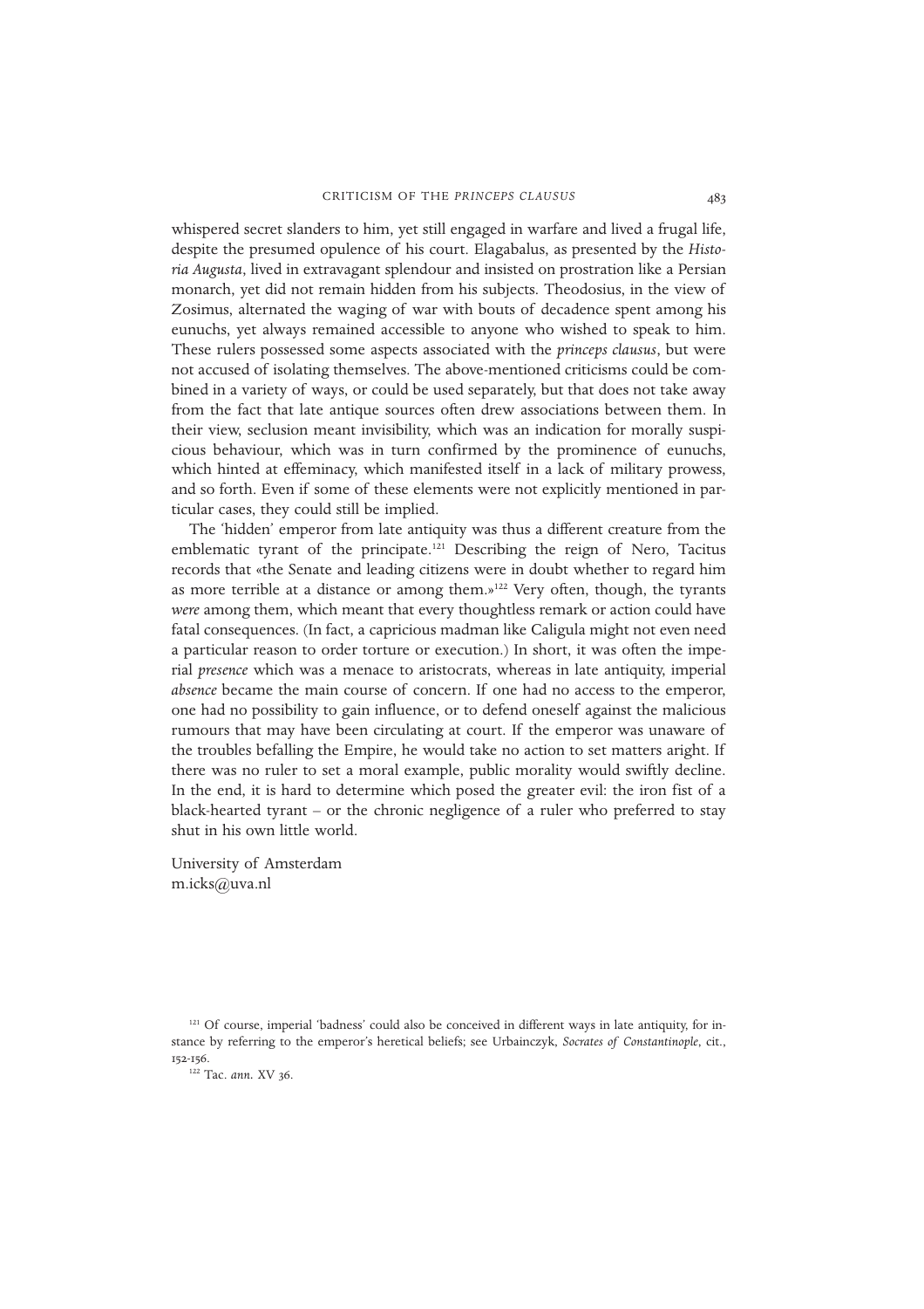whispered secret slanders to him, yet still engaged in warfare and lived a frugal life, despite the presumed opulence of his court. Elagabalus, as presented by the *Historia Augusta*, lived in extravagant splendour and insisted on prostration like a Persian monarch, yet did not remain hidden from his subjects. Theodosius, in the view of Zosimus, alternated the waging of war with bouts of decadence spent among his eunuchs, yet always remained accessible to anyone who wished to speak to him. These rulers possessed some aspects associated with the *princeps clausus*, but were not accused of isolating themselves. The above-mentioned criticisms could be combined in a variety of ways, or could be used separately, but that does not take away from the fact that late antique sources often drew associations between them. In their view, seclusion meant invisibility, which was an indication for morally suspicious behaviour, which was in turn confirmed by the prominence of eunuchs, which hinted at effeminacy, which manifested itself in a lack of military prowess, and so forth. Even if some of these elements were not explicitly mentioned in particular cases, they could still be implied.

The 'hidden' emperor from late antiquity was thus a different creature from the emblematic tyrant of the principate.[121] Describing the reign of Nero, Tacitus records that «the Senate and leading citizens were in doubt whether to regard him as more terrible at a distance or among them.»[122] Very often, though, the tyrants *were* among them, which meant that every thoughtless remark or action could have fatal consequences. (In fact, a capricious madman like Caligula might not even need a particular reason to order torture or execution.) In short, it was often the imperial *presence* which was a menace to aristocrats, whereas in late antiquity, imperial *absence* became the main course of concern. If one had no access to the emperor, one had no possibility to gain influence, or to defend oneself against the malicious rumours that may have been circulating at court. If the emperor was unaware of the troubles befalling the Empire, he would take no action to set matters aright. If there was no ruler to set a moral example, public morality would swiftly decline. In the end, it is hard to determine which posed the greater evil: the iron fist of a black-hearted tyrant – or the chronic negligence of a ruler who preferred to stay shut in his own little world.

University of Amsterdam
m.icks@uva.nl

---

[121] Of course, imperial 'badness' could also be conceived in different ways in late antiquity, for instance by referring to the emperor's heretical beliefs; see Urbainczyk, *Socrates of Constantinople*, cit., 152-156.

[122] Tac. *ann.* XV 36.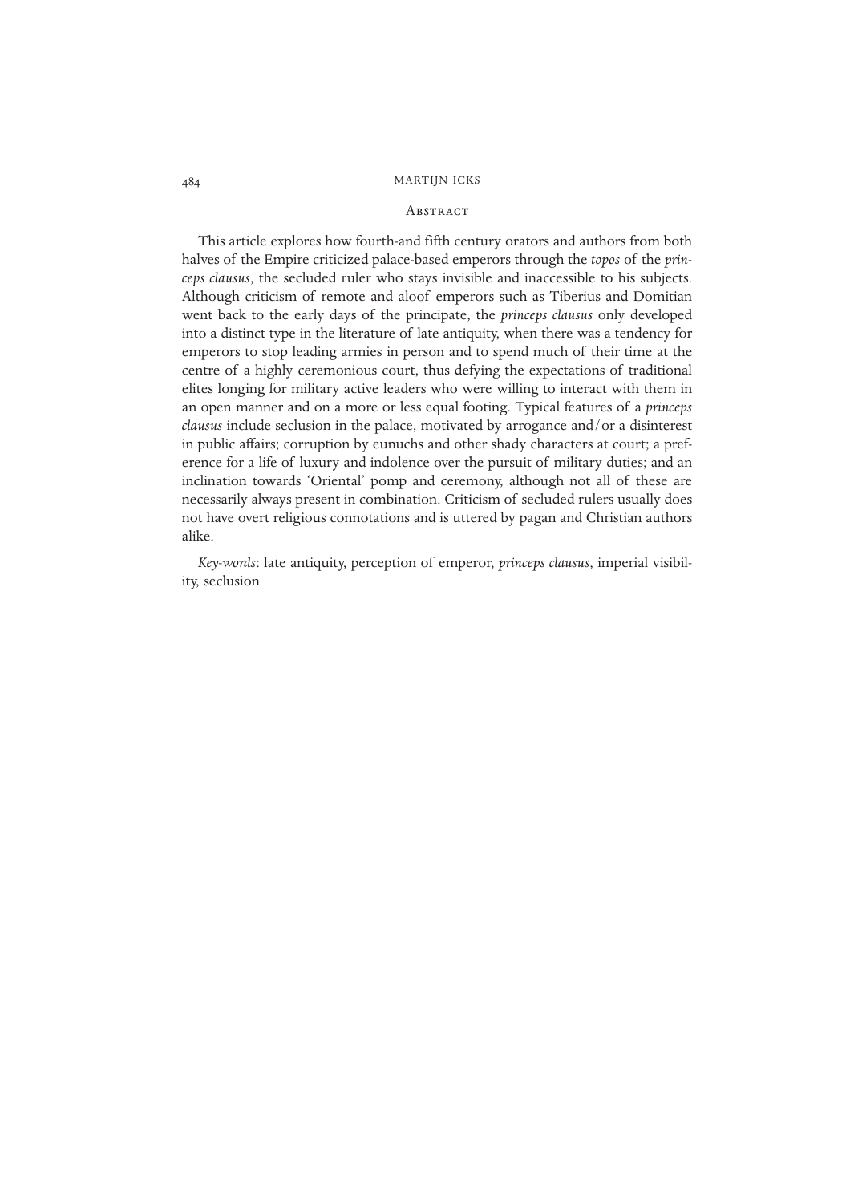## Abstract

This article explores how fourth-and fifth century orators and authors from both halves of the Empire criticized palace-based emperors through the *topos* of the *princeps clausus*, the secluded ruler who stays invisible and inaccessible to his subjects. Although criticism of remote and aloof emperors such as Tiberius and Domitian went back to the early days of the principate, the *princeps clausus* only developed into a distinct type in the literature of late antiquity, when there was a tendency for emperors to stop leading armies in person and to spend much of their time at the centre of a highly ceremonious court, thus defying the expectations of traditional elites longing for military active leaders who were willing to interact with them in an open manner and on a more or less equal footing. Typical features of a *princeps clausus* include seclusion in the palace, motivated by arrogance and/or a disinterest in public affairs; corruption by eunuchs and other shady characters at court; a preference for a life of luxury and indolence over the pursuit of military duties; and an inclination towards 'Oriental' pomp and ceremony, although not all of these are necessarily always present in combination. Criticism of secluded rulers usually does not have overt religious connotations and is uttered by pagan and Christian authors alike.

*Key-words*: late antiquity, perception of emperor, *princeps clausus*, imperial visibility, seclusion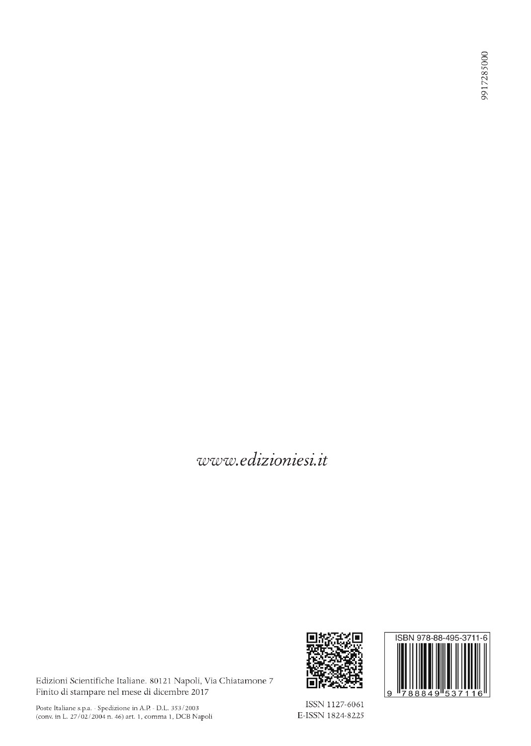9917285000

*www.edizioniesi.it*

Edizioni Scientifiche Italiane. 80121 Napoli, Via Chiatamone 7
Finito di stampare nel mese di dicembre 2017

Poste Italiane s.p.a. - Spedizione in A.P. - D.L. 353/2003
(conv. in L. 27/02/2004 n. 46) art. 1, comma 1, DCB Napoli

ISSN 1127-6061
E-ISSN 1824-8225

ISBN 978-88-495-3711-6

9 788849 537116